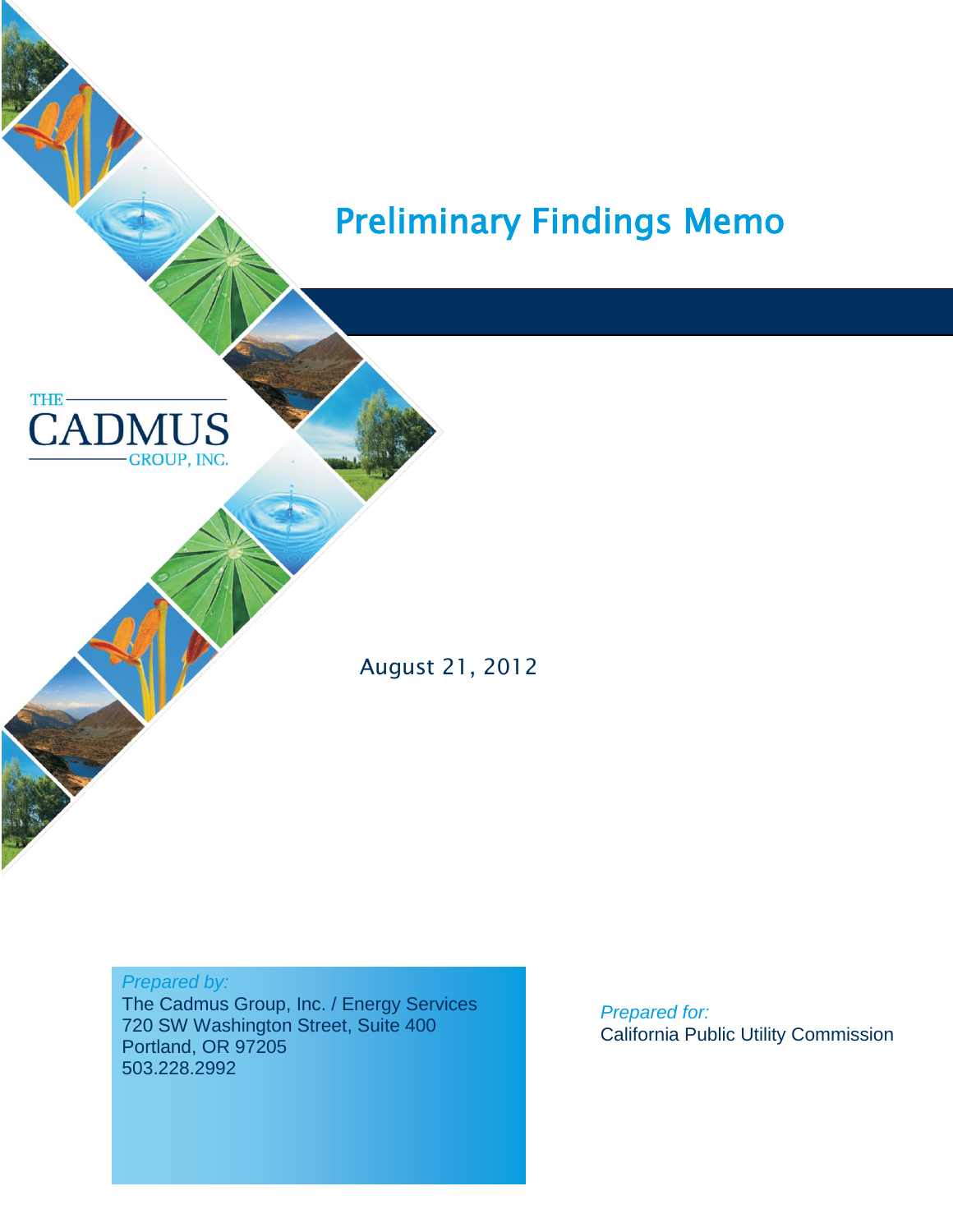# Preliminary Findings Memo

THE CADMUS GROUP, INC.

August 21, 2012

*Prepared by:*
The Cadmus Group, Inc. / Energy Services
720 SW Washington Street, Suite 400
Portland, OR 97205
503.228.2992

*Prepared for:*
California Public Utility Commission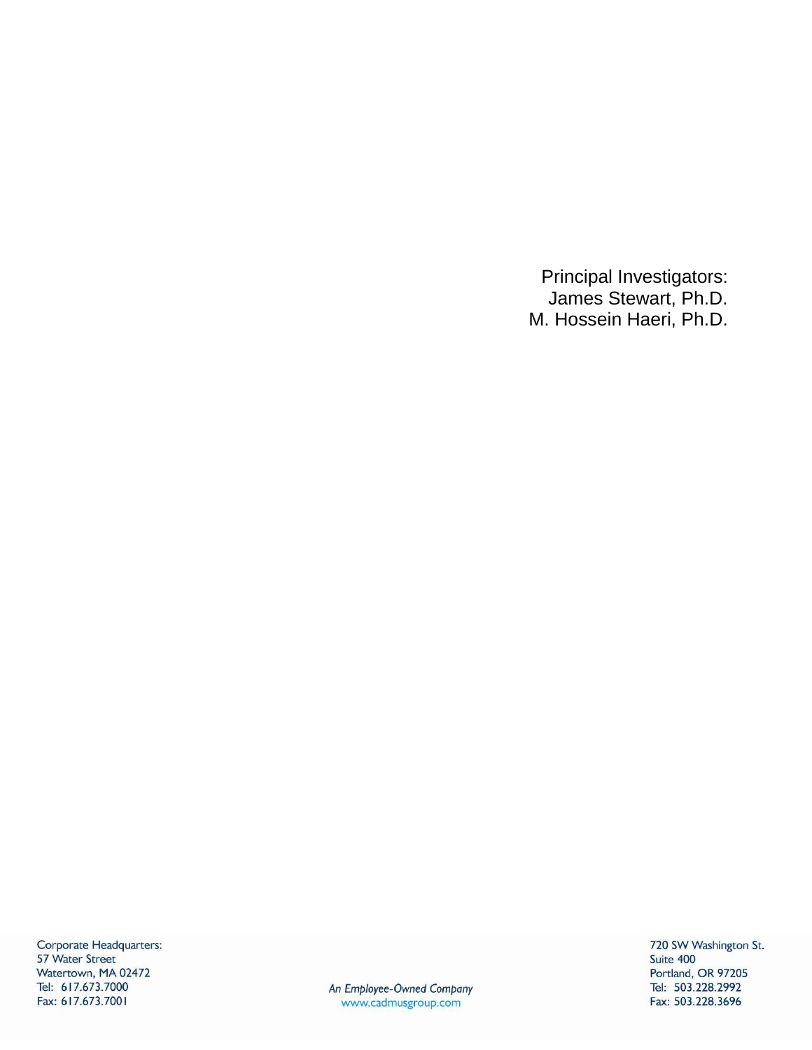Principal Investigators:
James Stewart, Ph.D.
M. Hossein Haeri, Ph.D.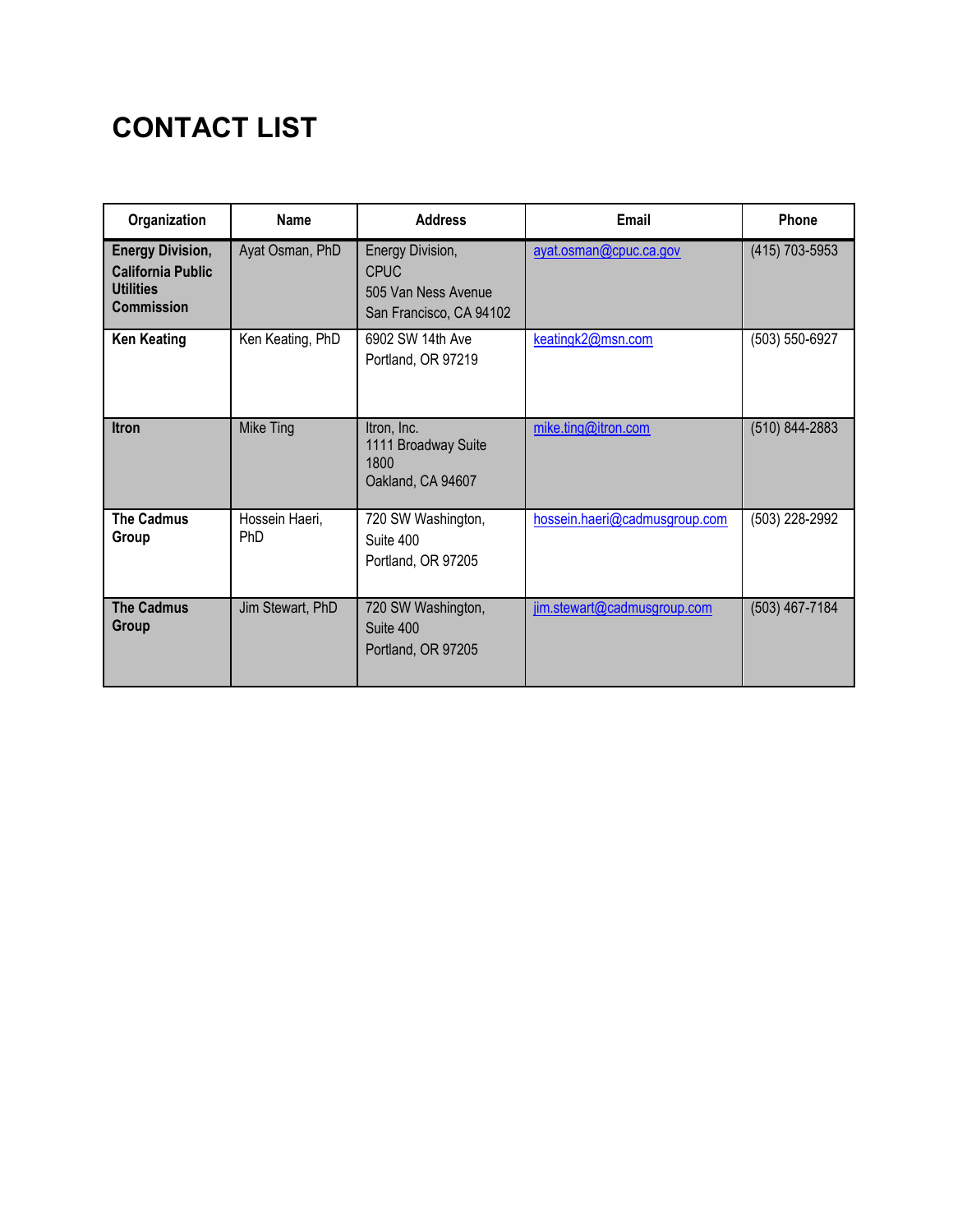# CONTACT LIST

| Organization | Name | Address | Email | Phone |
|---|---|---|---|---|
| **Energy Division, California Public Utilities Commission** | Ayat Osman, PhD | Energy Division, CPUC<br>505 Van Ness Avenue<br>San Francisco, CA 94102 | ayat.osman@cpuc.ca.gov | (415) 703-5953 |
| **Ken Keating** | Ken Keating, PhD | 6902 SW 14th Ave<br>Portland, OR 97219 | keatingk2@msn.com | (503) 550-6927 |
| **Itron** | Mike Ting | Itron, Inc.<br>1111 Broadway Suite 1800<br>Oakland, CA 94607 | mike.ting@itron.com | (510) 844-2883 |
| **The Cadmus Group** | Hossein Haeri, PhD | 720 SW Washington, Suite 400<br>Portland, OR 97205 | hossein.haeri@cadmusgroup.com | (503) 228-2992 |
| **The Cadmus Group** | Jim Stewart, PhD | 720 SW Washington, Suite 400<br>Portland, OR 97205 | jim.stewart@cadmusgroup.com | (503) 467-7184 |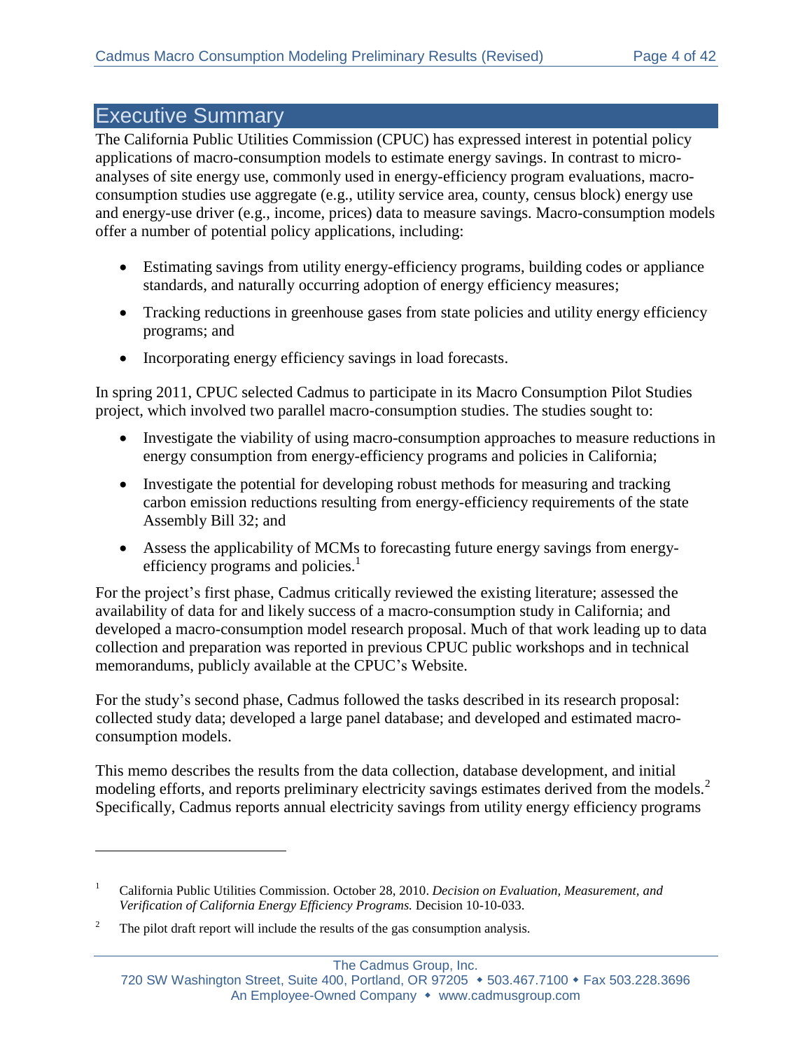# Executive Summary

The California Public Utilities Commission (CPUC) has expressed interest in potential policy applications of macro-consumption models to estimate energy savings. In contrast to micro-analyses of site energy use, commonly used in energy-efficiency program evaluations, macro-consumption studies use aggregate (e.g., utility service area, county, census block) energy use and energy-use driver (e.g., income, prices) data to measure savings. Macro-consumption models offer a number of potential policy applications, including:

- Estimating savings from utility energy-efficiency programs, building codes or appliance standards, and naturally occurring adoption of energy efficiency measures;
- Tracking reductions in greenhouse gases from state policies and utility energy efficiency programs; and
- Incorporating energy efficiency savings in load forecasts.

In spring 2011, CPUC selected Cadmus to participate in its Macro Consumption Pilot Studies project, which involved two parallel macro-consumption studies. The studies sought to:

- Investigate the viability of using macro-consumption approaches to measure reductions in energy consumption from energy-efficiency programs and policies in California;
- Investigate the potential for developing robust methods for measuring and tracking carbon emission reductions resulting from energy-efficiency requirements of the state Assembly Bill 32; and
- Assess the applicability of MCMs to forecasting future energy savings from energy-efficiency programs and policies.[1]

For the project's first phase, Cadmus critically reviewed the existing literature; assessed the availability of data for and likely success of a macro-consumption study in California; and developed a macro-consumption model research proposal. Much of that work leading up to data collection and preparation was reported in previous CPUC public workshops and in technical memorandums, publicly available at the CPUC's Website.

For the study's second phase, Cadmus followed the tasks described in its research proposal: collected study data; developed a large panel database; and developed and estimated macro-consumption models.

This memo describes the results from the data collection, database development, and initial modeling efforts, and reports preliminary electricity savings estimates derived from the models.[2] Specifically, Cadmus reports annual electricity savings from utility energy efficiency programs

---

[1] California Public Utilities Commission. October 28, 2010. *Decision on Evaluation, Measurement, and Verification of California Energy Efficiency Programs.* Decision 10-10-033.

[2] The pilot draft report will include the results of the gas consumption analysis.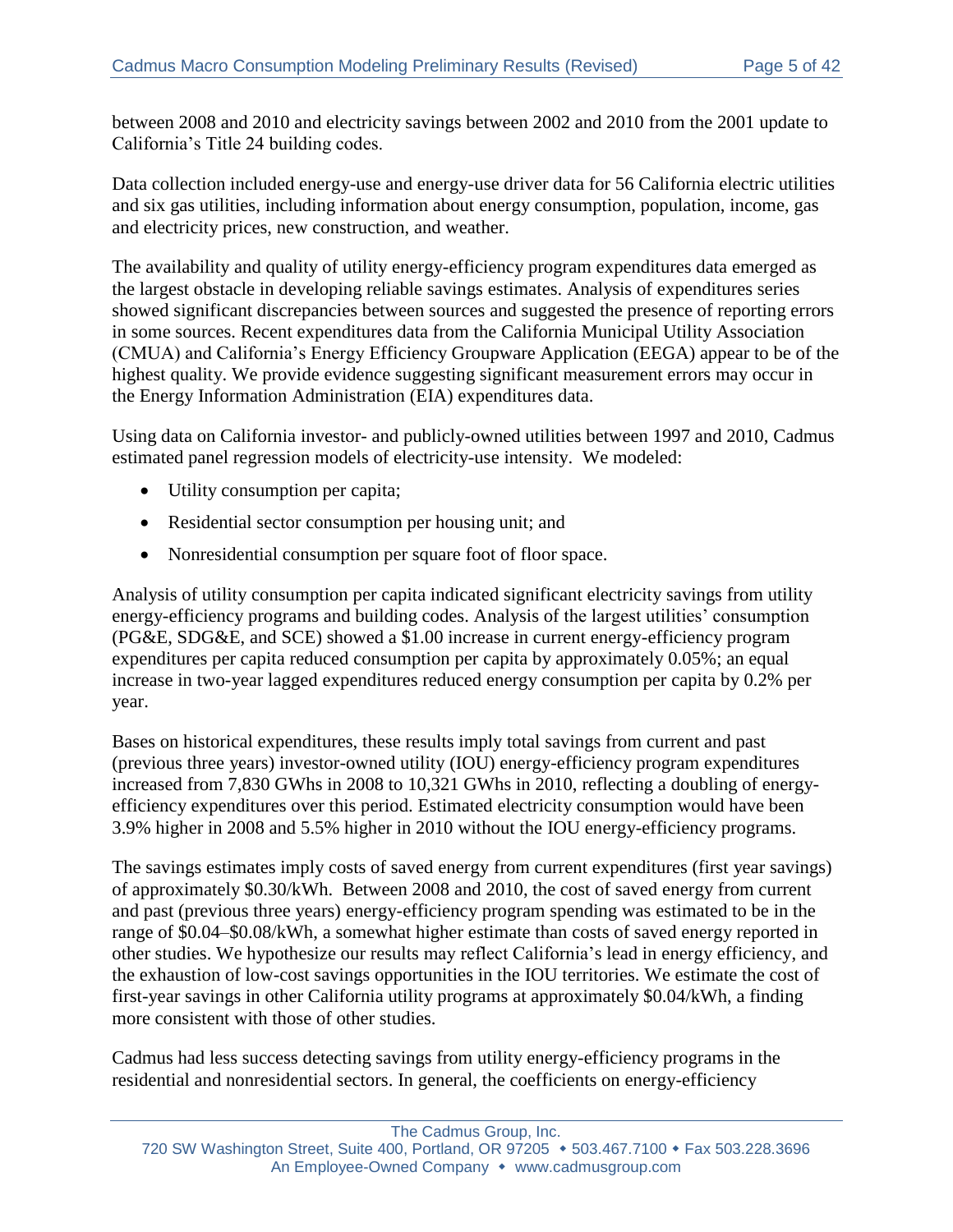between 2008 and 2010 and electricity savings between 2002 and 2010 from the 2001 update to California's Title 24 building codes.

Data collection included energy-use and energy-use driver data for 56 California electric utilities and six gas utilities, including information about energy consumption, population, income, gas and electricity prices, new construction, and weather.

The availability and quality of utility energy-efficiency program expenditures data emerged as the largest obstacle in developing reliable savings estimates. Analysis of expenditures series showed significant discrepancies between sources and suggested the presence of reporting errors in some sources. Recent expenditures data from the California Municipal Utility Association (CMUA) and California's Energy Efficiency Groupware Application (EEGA) appear to be of the highest quality. We provide evidence suggesting significant measurement errors may occur in the Energy Information Administration (EIA) expenditures data.

Using data on California investor- and publicly-owned utilities between 1997 and 2010, Cadmus estimated panel regression models of electricity-use intensity. We modeled:

- Utility consumption per capita;
- Residential sector consumption per housing unit; and
- Nonresidential consumption per square foot of floor space.

Analysis of utility consumption per capita indicated significant electricity savings from utility energy-efficiency programs and building codes. Analysis of the largest utilities' consumption (PG&E, SDG&E, and SCE) showed a $1.00 increase in current energy-efficiency program expenditures per capita reduced consumption per capita by approximately 0.05%; an equal increase in two-year lagged expenditures reduced energy consumption per capita by 0.2% per year.

Bases on historical expenditures, these results imply total savings from current and past (previous three years) investor-owned utility (IOU) energy-efficiency program expenditures increased from 7,830 GWhs in 2008 to 10,321 GWhs in 2010, reflecting a doubling of energy-efficiency expenditures over this period. Estimated electricity consumption would have been 3.9% higher in 2008 and 5.5% higher in 2010 without the IOU energy-efficiency programs.

The savings estimates imply costs of saved energy from current expenditures (first year savings) of approximately $0.30/kWh. Between 2008 and 2010, the cost of saved energy from current and past (previous three years) energy-efficiency program spending was estimated to be in the range of $0.04–$0.08/kWh, a somewhat higher estimate than costs of saved energy reported in other studies. We hypothesize our results may reflect California's lead in energy efficiency, and the exhaustion of low-cost savings opportunities in the IOU territories. We estimate the cost of first-year savings in other California utility programs at approximately $0.04/kWh, a finding more consistent with those of other studies.

Cadmus had less success detecting savings from utility energy-efficiency programs in the residential and nonresidential sectors. In general, the coefficients on energy-efficiency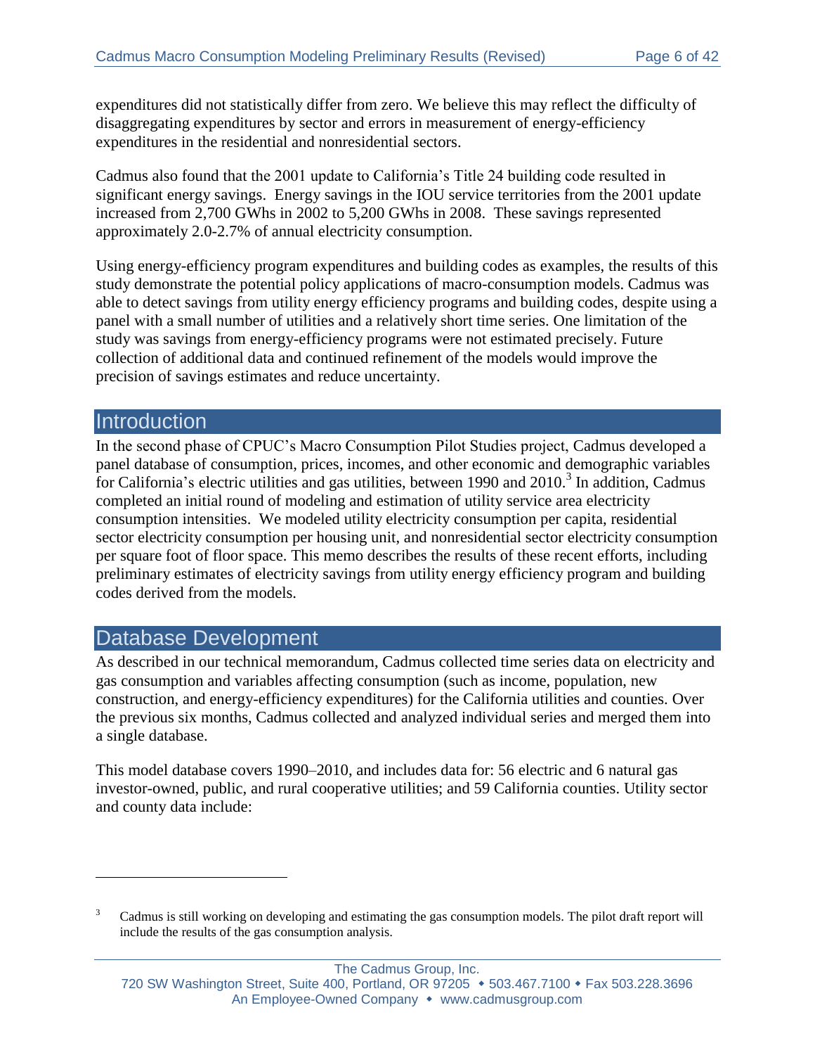expenditures did not statistically differ from zero. We believe this may reflect the difficulty of disaggregating expenditures by sector and errors in measurement of energy-efficiency expenditures in the residential and nonresidential sectors.

Cadmus also found that the 2001 update to California's Title 24 building code resulted in significant energy savings. Energy savings in the IOU service territories from the 2001 update increased from 2,700 GWhs in 2002 to 5,200 GWhs in 2008. These savings represented approximately 2.0-2.7% of annual electricity consumption.

Using energy-efficiency program expenditures and building codes as examples, the results of this study demonstrate the potential policy applications of macro-consumption models. Cadmus was able to detect savings from utility energy efficiency programs and building codes, despite using a panel with a small number of utilities and a relatively short time series. One limitation of the study was savings from energy-efficiency programs were not estimated precisely. Future collection of additional data and continued refinement of the models would improve the precision of savings estimates and reduce uncertainty.

## Introduction

In the second phase of CPUC's Macro Consumption Pilot Studies project, Cadmus developed a panel database of consumption, prices, incomes, and other economic and demographic variables for California's electric utilities and gas utilities, between 1990 and 2010.[3] In addition, Cadmus completed an initial round of modeling and estimation of utility service area electricity consumption intensities. We modeled utility electricity consumption per capita, residential sector electricity consumption per housing unit, and nonresidential sector electricity consumption per square foot of floor space. This memo describes the results of these recent efforts, including preliminary estimates of electricity savings from utility energy efficiency program and building codes derived from the models.

## Database Development

As described in our technical memorandum, Cadmus collected time series data on electricity and gas consumption and variables affecting consumption (such as income, population, new construction, and energy-efficiency expenditures) for the California utilities and counties. Over the previous six months, Cadmus collected and analyzed individual series and merged them into a single database.

This model database covers 1990–2010, and includes data for: 56 electric and 6 natural gas investor-owned, public, and rural cooperative utilities; and 59 California counties. Utility sector and county data include:

[3] Cadmus is still working on developing and estimating the gas consumption models. The pilot draft report will include the results of the gas consumption analysis.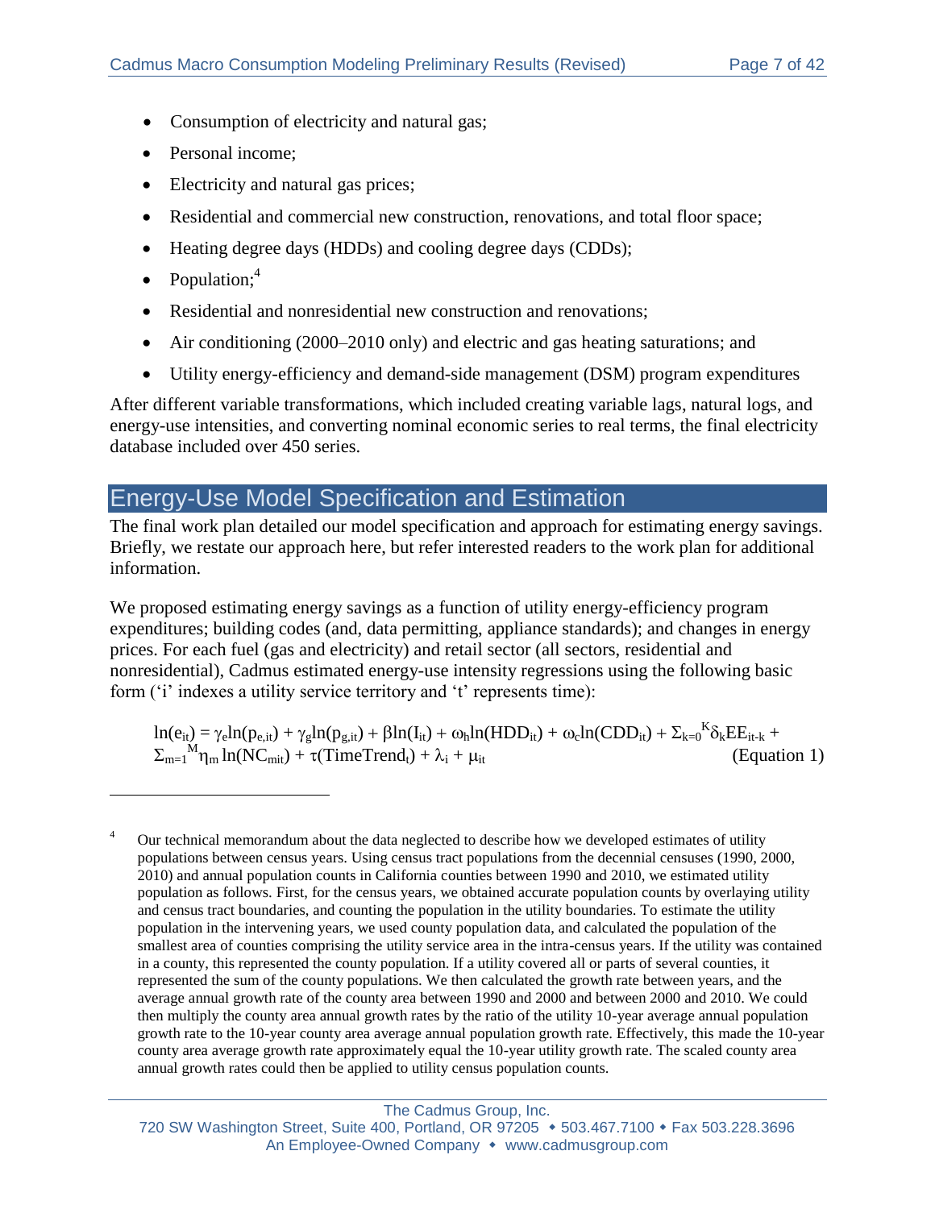- Consumption of electricity and natural gas;
- Personal income;
- Electricity and natural gas prices;
- Residential and commercial new construction, renovations, and total floor space;
- Heating degree days (HDDs) and cooling degree days (CDDs);
- Population;[4]
- Residential and nonresidential new construction and renovations;
- Air conditioning (2000–2010 only) and electric and gas heating saturations; and
- Utility energy-efficiency and demand-side management (DSM) program expenditures

After different variable transformations, which included creating variable lags, natural logs, and energy-use intensities, and converting nominal economic series to real terms, the final electricity database included over 450 series.

## Energy-Use Model Specification and Estimation

The final work plan detailed our model specification and approach for estimating energy savings. Briefly, we restate our approach here, but refer interested readers to the work plan for additional information.

We proposed estimating energy savings as a function of utility energy-efficiency program expenditures; building codes (and, data permitting, appliance standards); and changes in energy prices. For each fuel (gas and electricity) and retail sector (all sectors, residential and nonresidential), Cadmus estimated energy-use intensity regressions using the following basic form ('i' indexes a utility service territory and 't' represents time):

$$\ln(e_{it}) = \gamma_e \ln(p_{e,it}) + \gamma_g \ln(p_{g,it}) + \beta \ln(I_{it}) + \omega_h \ln(HDD_{it}) + \omega_c \ln(CDD_{it}) + \Sigma_{k=0}^{K} \delta_k EE_{it-k} + \Sigma_{m=1}^{M} \eta_m \ln(NC_{mit}) + \tau(TimeTrend_t) + \lambda_i + \mu_{it} \quad \text{(Equation 1)}$$

---

[4] Our technical memorandum about the data neglected to describe how we developed estimates of utility populations between census years. Using census tract populations from the decennial censuses (1990, 2000, 2010) and annual population counts in California counties between 1990 and 2010, we estimated utility population as follows. First, for the census years, we obtained accurate population counts by overlaying utility and census tract boundaries, and counting the population in the utility boundaries. To estimate the utility population in the intervening years, we used county population data, and calculated the population of the smallest area of counties comprising the utility service area in the intra-census years. If the utility was contained in a county, this represented the county population. If a utility covered all or parts of several counties, it represented the sum of the county populations. We then calculated the growth rate between years, and the average annual growth rate of the county area between 1990 and 2000 and between 2000 and 2010. We could then multiply the county area annual growth rates by the ratio of the utility 10-year average annual population growth rate to the 10-year county area average annual population growth rate. Effectively, this made the 10-year county area average growth rate approximately equal the 10-year utility growth rate. The scaled county area annual growth rates could then be applied to utility census population counts.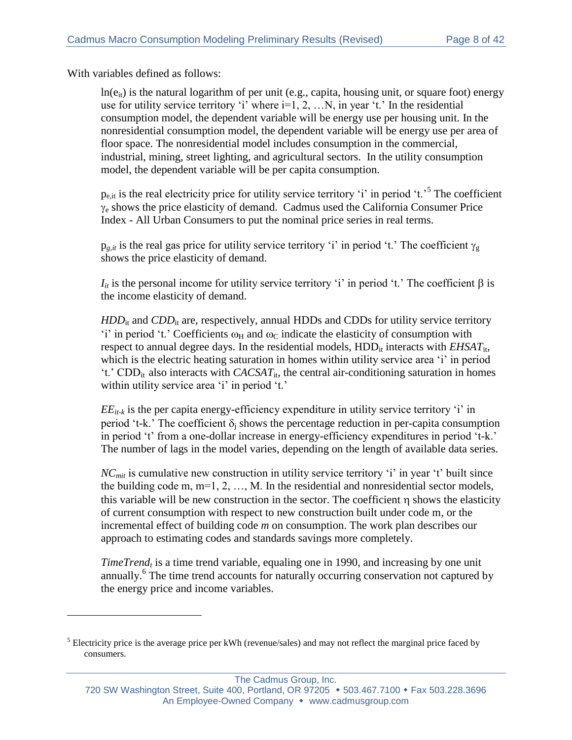With variables defined as follows:

> $\ln(e_{it})$ is the natural logarithm of per unit (e.g., capita, housing unit, or square foot) energy use for utility service territory 'i' where i=1, 2, …N, in year 't.' In the residential consumption model, the dependent variable will be energy use per housing unit. In the nonresidential consumption model, the dependent variable will be energy use per area of floor space. The nonresidential model includes consumption in the commercial, industrial, mining, street lighting, and agricultural sectors. In the utility consumption model, the dependent variable will be per capita consumption.
>
> $p_{e,it}$ is the real electricity price for utility service territory 'i' in period 't.'[5] The coefficient $\gamma_e$ shows the price elasticity of demand. Cadmus used the California Consumer Price Index - All Urban Consumers to put the nominal price series in real terms.
>
> $p_{g,it}$ is the real gas price for utility service territory 'i' in period 't.' The coefficient $\gamma_g$ shows the price elasticity of demand.
>
> $I_{it}$ is the personal income for utility service territory 'i' in period 't.' The coefficient $\beta$ is the income elasticity of demand.
>
> $HDD_{it}$ and $CDD_{it}$ are, respectively, annual HDDs and CDDs for utility service territory 'i' in period 't.' Coefficients $\omega_H$ and $\omega_C$ indicate the elasticity of consumption with respect to annual degree days. In the residential models, $HDD_{it}$ interacts with $EHSAT_{it}$, which is the electric heating saturation in homes within utility service area 'i' in period 't.' $CDD_{it}$ also interacts with $CACSAT_{it}$, the central air-conditioning saturation in homes within utility service area 'i' in period 't.'
>
> $EE_{it-k}$ is the per capita energy-efficiency expenditure in utility service territory 'i' in period 't-k.' The coefficient $\delta_j$ shows the percentage reduction in per-capita consumption in period 't' from a one-dollar increase in energy-efficiency expenditures in period 't-k.' The number of lags in the model varies, depending on the length of available data series.
>
> $NC_{mit}$ is cumulative new construction in utility service territory 'i' in year 't' built since the building code m, m=1, 2, …, M. In the residential and nonresidential sector models, this variable will be new construction in the sector. The coefficient $\eta$ shows the elasticity of current consumption with respect to new construction built under code m, or the incremental effect of building code *m* on consumption. The work plan describes our approach to estimating codes and standards savings more completely.
>
> $TimeTrend_t$ is a time trend variable, equaling one in 1990, and increasing by one unit annually.[6] The time trend accounts for naturally occurring conservation not captured by the energy price and income variables.

---

[5] Electricity price is the average price per kWh (revenue/sales) and may not reflect the marginal price faced by consumers.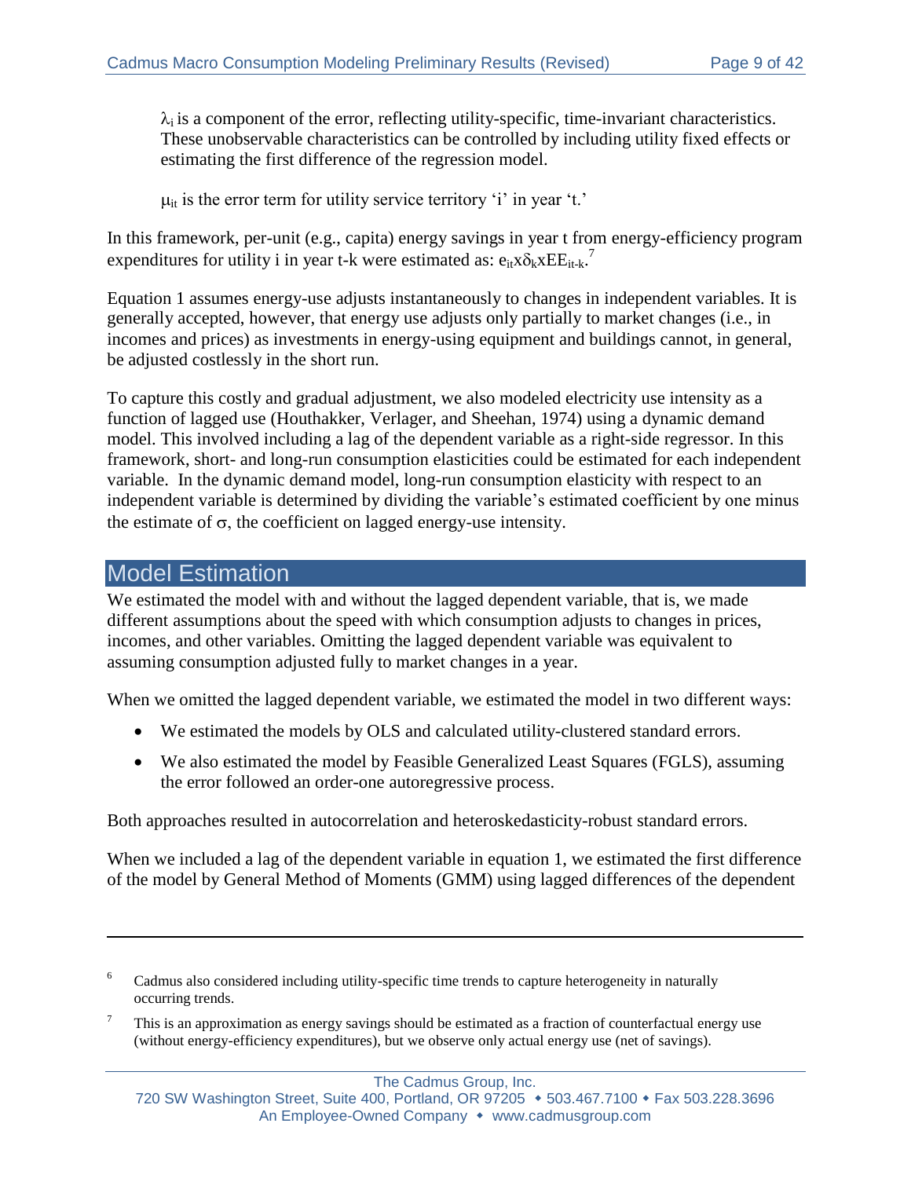$\lambda_i$ is a component of the error, reflecting utility-specific, time-invariant characteristics. These unobservable characteristics can be controlled by including utility fixed effects or estimating the first difference of the regression model.

$\mu_{it}$ is the error term for utility service territory 'i' in year 't.'

In this framework, per-unit (e.g., capita) energy savings in year t from energy-efficiency program expenditures for utility i in year t-k were estimated as: $e_{it} x \delta_k x EE_{it-k}$.[7]

Equation 1 assumes energy-use adjusts instantaneously to changes in independent variables. It is generally accepted, however, that energy use adjusts only partially to market changes (i.e., in incomes and prices) as investments in energy-using equipment and buildings cannot, in general, be adjusted costlessly in the short run.

To capture this costly and gradual adjustment, we also modeled electricity use intensity as a function of lagged use (Houthakker, Verlager, and Sheehan, 1974) using a dynamic demand model. This involved including a lag of the dependent variable as a right-side regressor. In this framework, short- and long-run consumption elasticities could be estimated for each independent variable. In the dynamic demand model, long-run consumption elasticity with respect to an independent variable is determined by dividing the variable's estimated coefficient by one minus the estimate of $\sigma$, the coefficient on lagged energy-use intensity.

## Model Estimation

We estimated the model with and without the lagged dependent variable, that is, we made different assumptions about the speed with which consumption adjusts to changes in prices, incomes, and other variables. Omitting the lagged dependent variable was equivalent to assuming consumption adjusted fully to market changes in a year.

When we omitted the lagged dependent variable, we estimated the model in two different ways:

- We estimated the models by OLS and calculated utility-clustered standard errors.
- We also estimated the model by Feasible Generalized Least Squares (FGLS), assuming the error followed an order-one autoregressive process.

Both approaches resulted in autocorrelation and heteroskedasticity-robust standard errors.

When we included a lag of the dependent variable in equation 1, we estimated the first difference of the model by General Method of Moments (GMM) using lagged differences of the dependent

---

[6] Cadmus also considered including utility-specific time trends to capture heterogeneity in naturally occurring trends.

[7] This is an approximation as energy savings should be estimated as a fraction of counterfactual energy use (without energy-efficiency expenditures), but we observe only actual energy use (net of savings).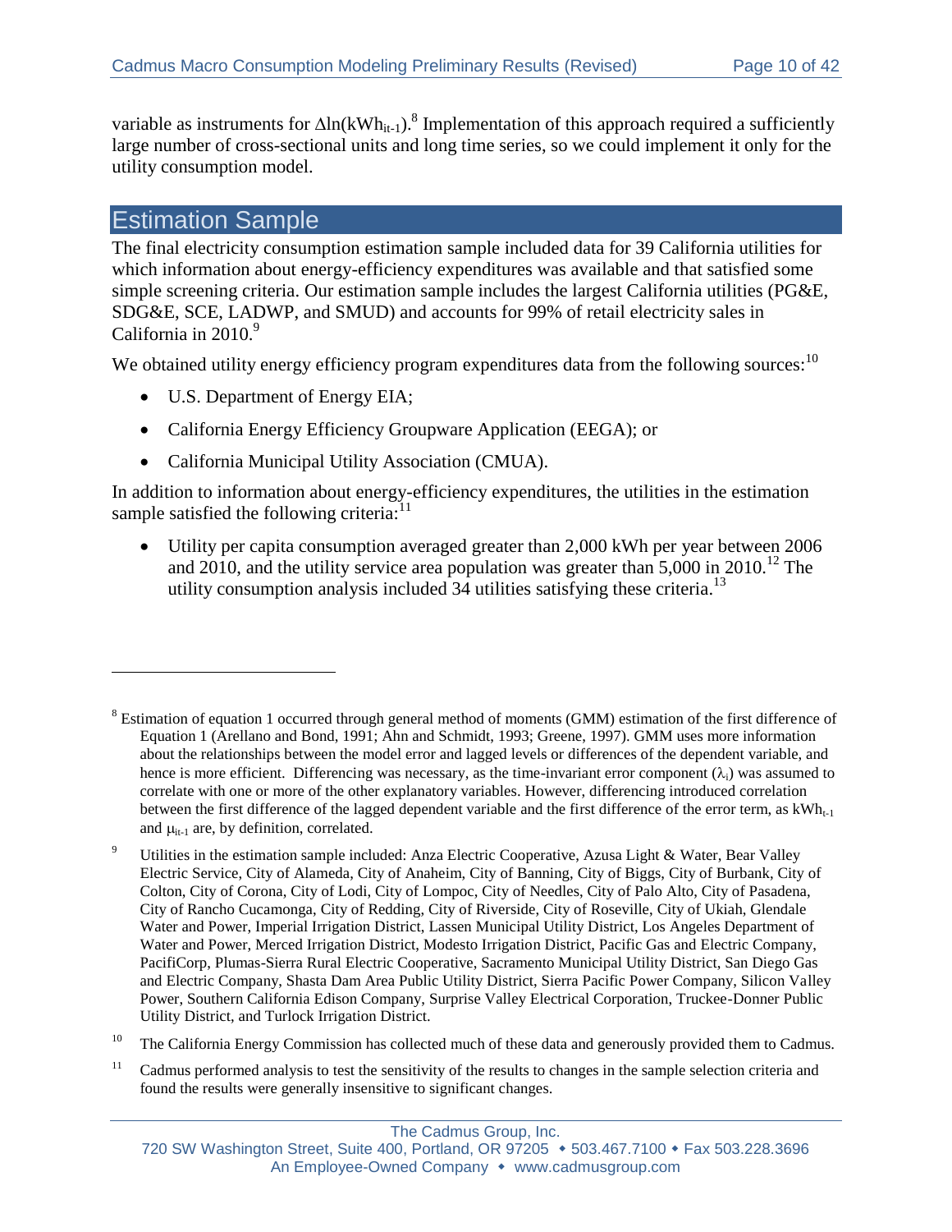variable as instruments for $\Delta\ln(kWh_{it-1})$.[8] Implementation of this approach required a sufficiently large number of cross-sectional units and long time series, so we could implement it only for the utility consumption model.

## Estimation Sample

The final electricity consumption estimation sample included data for 39 California utilities for which information about energy-efficiency expenditures was available and that satisfied some simple screening criteria. Our estimation sample includes the largest California utilities (PG&E, SDG&E, SCE, LADWP, and SMUD) and accounts for 99% of retail electricity sales in California in 2010.[9]

We obtained utility energy efficiency program expenditures data from the following sources:[10]

- U.S. Department of Energy EIA;
- California Energy Efficiency Groupware Application (EEGA); or
- California Municipal Utility Association (CMUA).

In addition to information about energy-efficiency expenditures, the utilities in the estimation sample satisfied the following criteria:[11]

- Utility per capita consumption averaged greater than 2,000 kWh per year between 2006 and 2010, and the utility service area population was greater than 5,000 in 2010.[12] The utility consumption analysis included 34 utilities satisfying these criteria.[13]

---

[8] Estimation of equation 1 occurred through general method of moments (GMM) estimation of the first difference of Equation 1 (Arellano and Bond, 1991; Ahn and Schmidt, 1993; Greene, 1997). GMM uses more information about the relationships between the model error and lagged levels or differences of the dependent variable, and hence is more efficient. Differencing was necessary, as the time-invariant error component ($\lambda_i$) was assumed to correlate with one or more of the other explanatory variables. However, differencing introduced correlation between the first difference of the lagged dependent variable and the first difference of the error term, as $kWh_{t-1}$ and $\mu_{it-1}$ are, by definition, correlated.

[9] Utilities in the estimation sample included: Anza Electric Cooperative, Azusa Light & Water, Bear Valley Electric Service, City of Alameda, City of Anaheim, City of Banning, City of Biggs, City of Burbank, City of Colton, City of Corona, City of Lodi, City of Lompoc, City of Needles, City of Palo Alto, City of Pasadena, City of Rancho Cucamonga, City of Redding, City of Riverside, City of Roseville, City of Ukiah, Glendale Water and Power, Imperial Irrigation District, Lassen Municipal Utility District, Los Angeles Department of Water and Power, Merced Irrigation District, Modesto Irrigation District, Pacific Gas and Electric Company, PacifiCorp, Plumas-Sierra Rural Electric Cooperative, Sacramento Municipal Utility District, San Diego Gas and Electric Company, Shasta Dam Area Public Utility District, Sierra Pacific Power Company, Silicon Valley Power, Southern California Edison Company, Surprise Valley Electrical Corporation, Truckee-Donner Public Utility District, and Turlock Irrigation District.

[10] The California Energy Commission has collected much of these data and generously provided them to Cadmus.

[11] Cadmus performed analysis to test the sensitivity of the results to changes in the sample selection criteria and found the results were generally insensitive to significant changes.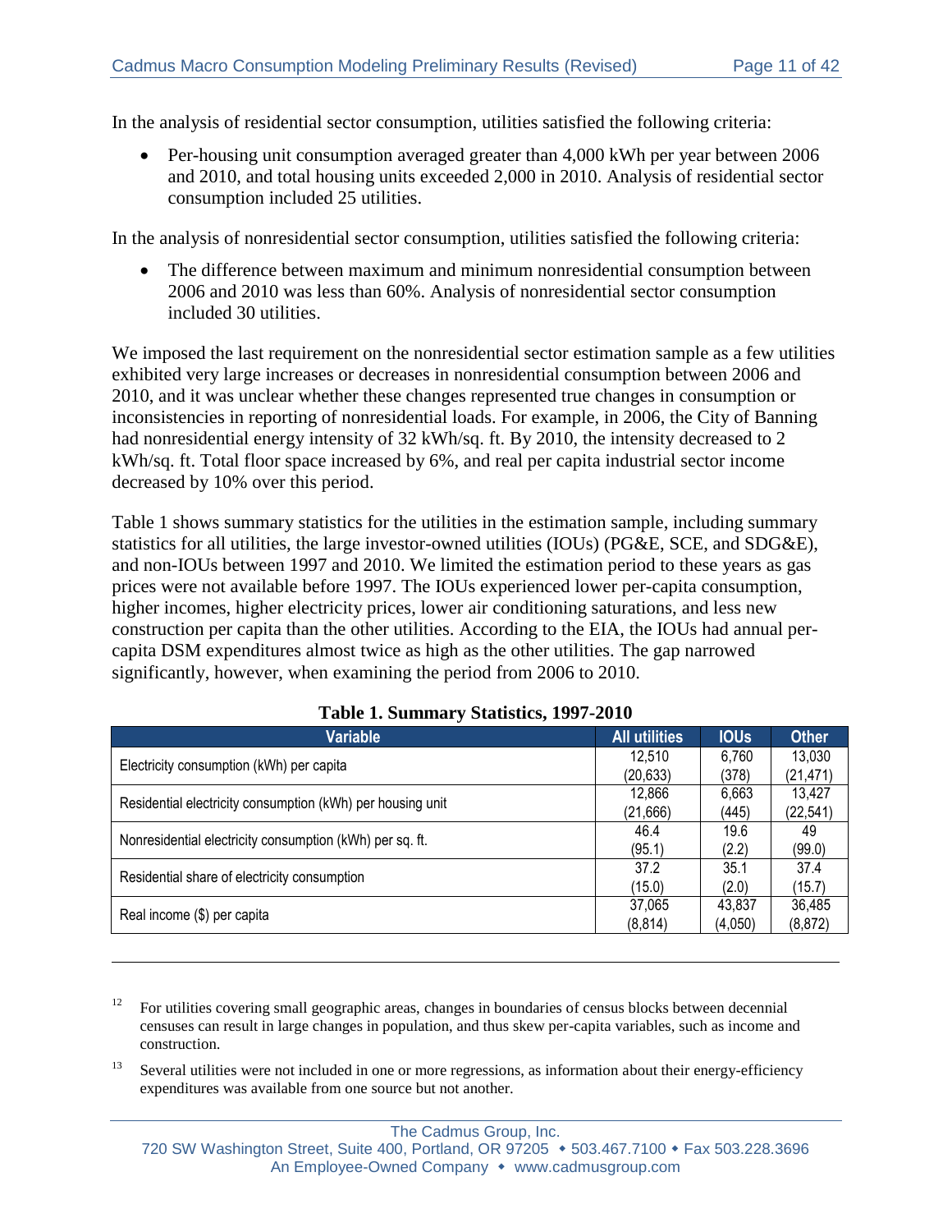In the analysis of residential sector consumption, utilities satisfied the following criteria:

- Per-housing unit consumption averaged greater than 4,000 kWh per year between 2006 and 2010, and total housing units exceeded 2,000 in 2010. Analysis of residential sector consumption included 25 utilities.

In the analysis of nonresidential sector consumption, utilities satisfied the following criteria:

- The difference between maximum and minimum nonresidential consumption between 2006 and 2010 was less than 60%. Analysis of nonresidential sector consumption included 30 utilities.

We imposed the last requirement on the nonresidential sector estimation sample as a few utilities exhibited very large increases or decreases in nonresidential consumption between 2006 and 2010, and it was unclear whether these changes represented true changes in consumption or inconsistencies in reporting of nonresidential loads. For example, in 2006, the City of Banning had nonresidential energy intensity of 32 kWh/sq. ft. By 2010, the intensity decreased to 2 kWh/sq. ft. Total floor space increased by 6%, and real per capita industrial sector income decreased by 10% over this period.

Table 1 shows summary statistics for the utilities in the estimation sample, including summary statistics for all utilities, the large investor-owned utilities (IOUs) (PG&E, SCE, and SDG&E), and non-IOUs between 1997 and 2010. We limited the estimation period to these years as gas prices were not available before 1997. The IOUs experienced lower per-capita consumption, higher incomes, higher electricity prices, lower air conditioning saturations, and less new construction per capita than the other utilities. According to the EIA, the IOUs had annual per-capita DSM expenditures almost twice as high as the other utilities. The gap narrowed significantly, however, when examining the period from 2006 to 2010.

**Table 1. Summary Statistics, 1997-2010**

| Variable | All utilities | IOUs | Other |
|---|---|---|---|
| Electricity consumption (kWh) per capita | 12,510<br>(20,633) | 6,760<br>(378) | 13,030<br>(21,471) |
| Residential electricity consumption (kWh) per housing unit | 12,866<br>(21,666) | 6,663<br>(445) | 13,427<br>(22,541) |
| Nonresidential electricity consumption (kWh) per sq. ft. | 46.4<br>(95.1) | 19.6<br>(2.2) | 49<br>(99.0) |
| Residential share of electricity consumption | 37.2<br>(15.0) | 35.1<br>(2.0) | 37.4<br>(15.7) |
| Real income ($) per capita | 37,065<br>(8,814) | 43,837<br>(4,050) | 36,485<br>(8,872) |

---

[12] For utilities covering small geographic areas, changes in boundaries of census blocks between decennial censuses can result in large changes in population, and thus skew per-capita variables, such as income and construction.

[13] Several utilities were not included in one or more regressions, as information about their energy-efficiency expenditures was available from one source but not another.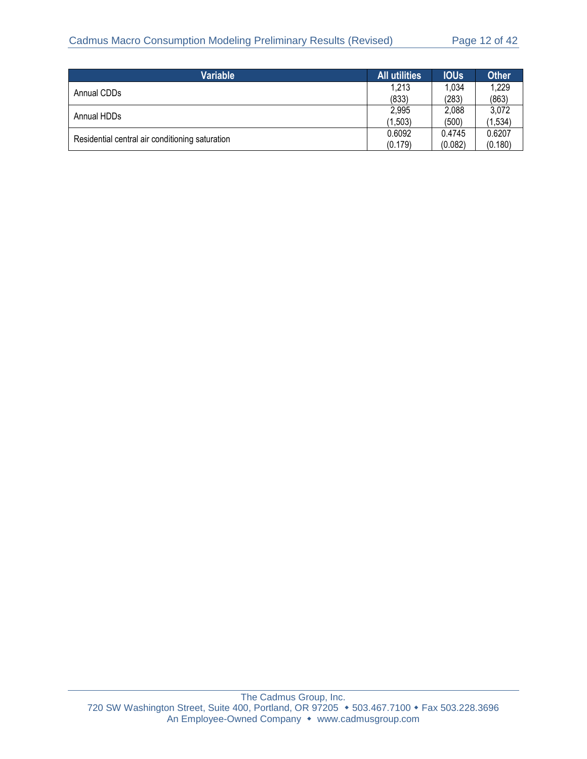| Variable | All utilities | IOUs | Other |
|---|---|---|---|
| Annual CDDs | 1,213<br>(833) | 1,034<br>(283) | 1,229<br>(863) |
| Annual HDDs | 2,995<br>(1,503) | 2,088<br>(500) | 3,072<br>(1,534) |
| Residential central air conditioning saturation | 0.6092<br>(0.179) | 0.4745<br>(0.082) | 0.6207<br>(0.180) |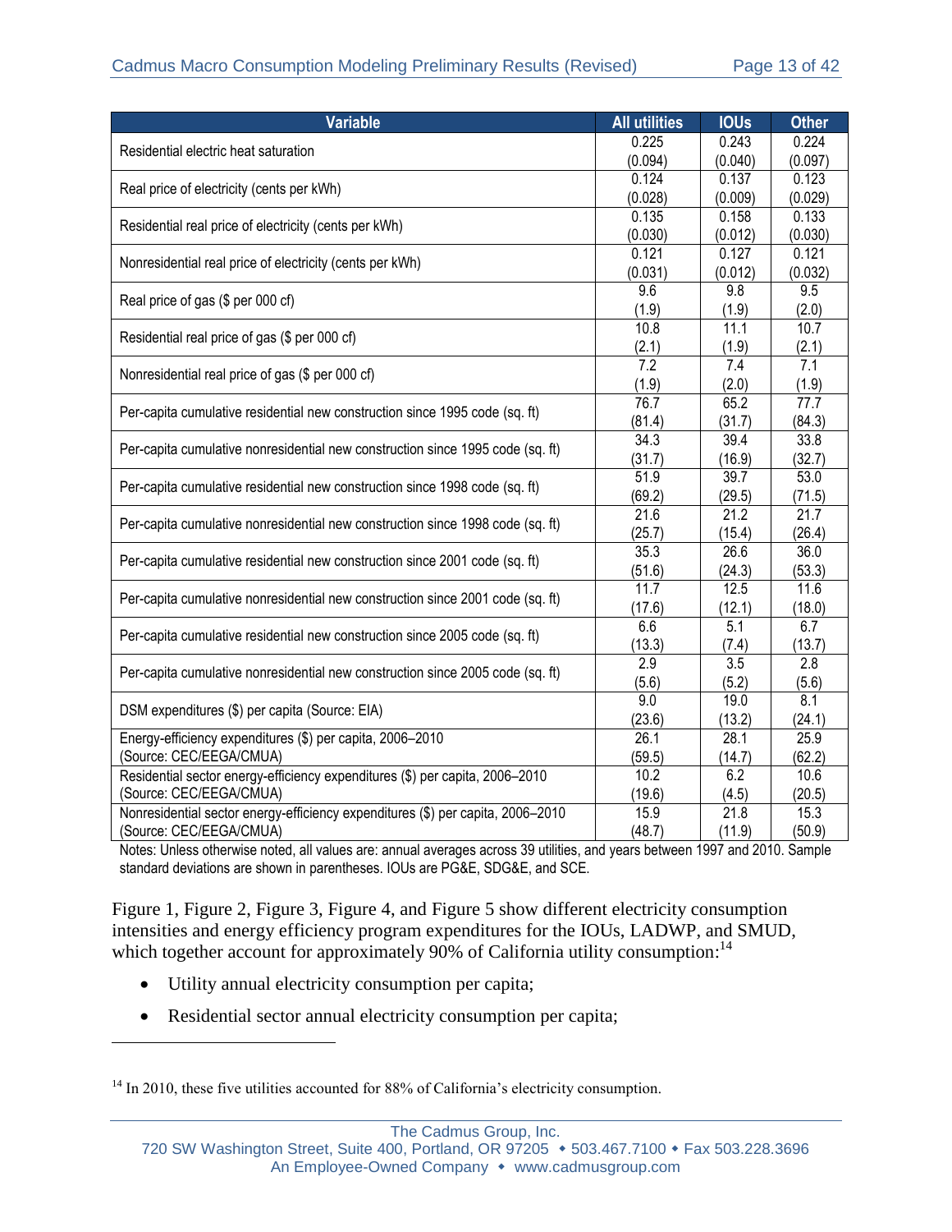| Variable | All utilities | IOUs | Other |
|---|---|---|---|
| Residential electric heat saturation | 0.225<br>(0.094) | 0.243<br>(0.040) | 0.224<br>(0.097) |
| Real price of electricity (cents per kWh) | 0.124<br>(0.028) | 0.137<br>(0.009) | 0.123<br>(0.029) |
| Residential real price of electricity (cents per kWh) | 0.135<br>(0.030) | 0.158<br>(0.012) | 0.133<br>(0.030) |
| Nonresidential real price of electricity (cents per kWh) | 0.121<br>(0.031) | 0.127<br>(0.012) | 0.121<br>(0.032) |
| Real price of gas ($ per 000 cf) | 9.6<br>(1.9) | 9.8<br>(1.9) | 9.5<br>(2.0) |
| Residential real price of gas ($ per 000 cf) | 10.8<br>(2.1) | 11.1<br>(1.9) | 10.7<br>(2.1) |
| Nonresidential real price of gas ($ per 000 cf) | 7.2<br>(1.9) | 7.4<br>(2.0) | 7.1<br>(1.9) |
| Per-capita cumulative residential new construction since 1995 code (sq. ft) | 76.7<br>(81.4) | 65.2<br>(31.7) | 77.7<br>(84.3) |
| Per-capita cumulative nonresidential new construction since 1995 code (sq. ft) | 34.3<br>(31.7) | 39.4<br>(16.9) | 33.8<br>(32.7) |
| Per-capita cumulative residential new construction since 1998 code (sq. ft) | 51.9<br>(69.2) | 39.7<br>(29.5) | 53.0<br>(71.5) |
| Per-capita cumulative nonresidential new construction since 1998 code (sq. ft) | 21.6<br>(25.7) | 21.2<br>(15.4) | 21.7<br>(26.4) |
| Per-capita cumulative residential new construction since 2001 code (sq. ft) | 35.3<br>(51.6) | 26.6<br>(24.3) | 36.0<br>(53.3) |
| Per-capita cumulative nonresidential new construction since 2001 code (sq. ft) | 11.7<br>(17.6) | 12.5<br>(12.1) | 11.6<br>(18.0) |
| Per-capita cumulative residential new construction since 2005 code (sq. ft) | 6.6<br>(13.3) | 5.1<br>(7.4) | 6.7<br>(13.7) |
| Per-capita cumulative nonresidential new construction since 2005 code (sq. ft) | 2.9<br>(5.6) | 3.5<br>(5.2) | 2.8<br>(5.6) |
| DSM expenditures ($) per capita (Source: EIA) | 9.0<br>(23.6) | 19.0<br>(13.2) | 8.1<br>(24.1) |
| Energy-efficiency expenditures ($) per capita, 2006–2010 (Source: CEC/EEGA/CMUA) | 26.1<br>(59.5) | 28.1<br>(14.7) | 25.9<br>(62.2) |
| Residential sector energy-efficiency expenditures ($) per capita, 2006–2010 (Source: CEC/EEGA/CMUA) | 10.2<br>(19.6) | 6.2<br>(4.5) | 10.6<br>(20.5) |
| Nonresidential sector energy-efficiency expenditures ($) per capita, 2006–2010 (Source: CEC/EEGA/CMUA) | 15.9<br>(48.7) | 21.8<br>(11.9) | 15.3<br>(50.9) |

Notes: Unless otherwise noted, all values are: annual averages across 39 utilities, and years between 1997 and 2010. Sample standard deviations are shown in parentheses. IOUs are PG&E, SDG&E, and SCE.

Figure 1, Figure 2, Figure 3, Figure 4, and Figure 5 show different electricity consumption intensities and energy efficiency program expenditures for the IOUs, LADWP, and SMUD, which together account for approximately 90% of California utility consumption:[14]

- Utility annual electricity consumption per capita;
- Residential sector annual electricity consumption per capita;

[14] In 2010, these five utilities accounted for 88% of California's electricity consumption.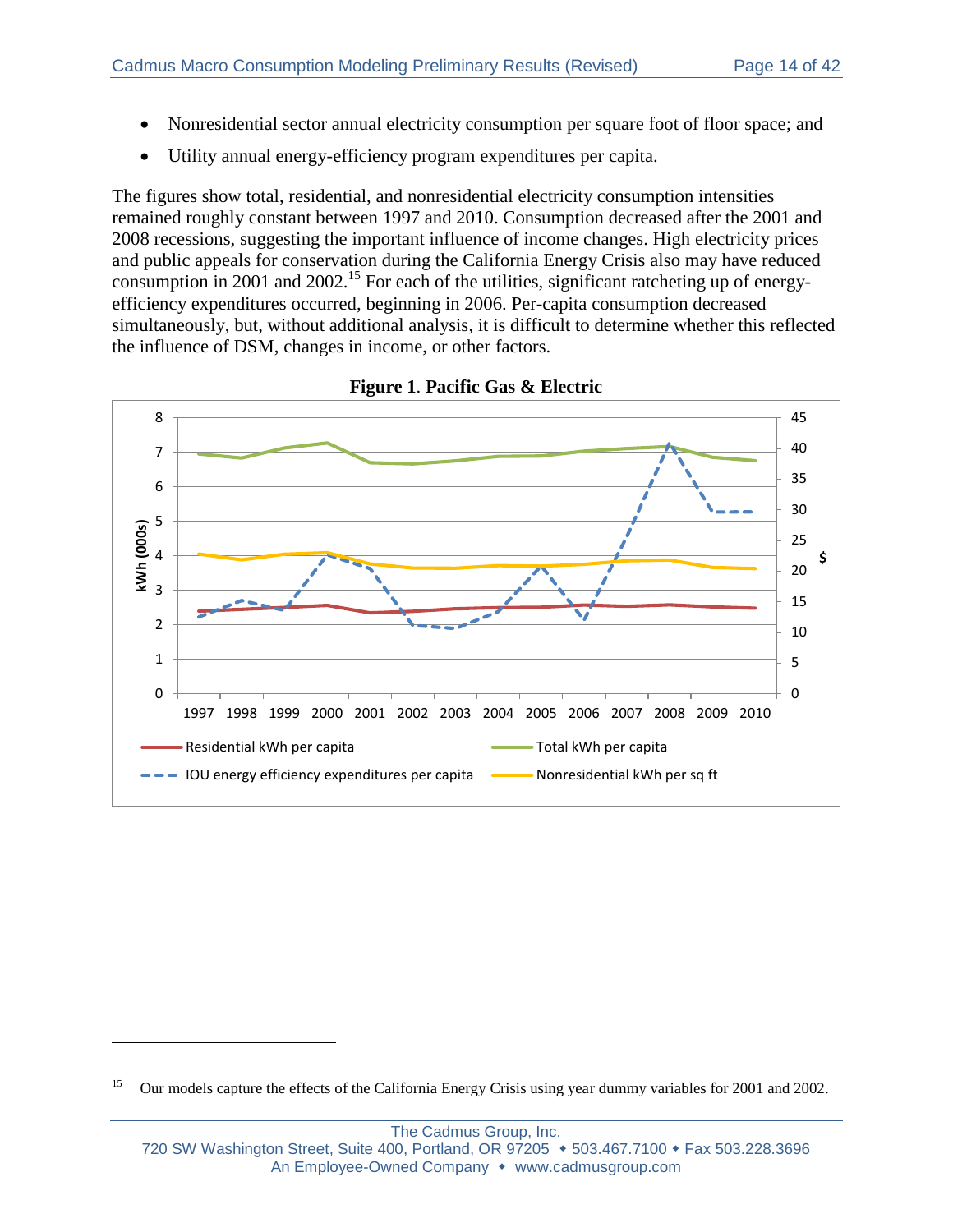- Nonresidential sector annual electricity consumption per square foot of floor space; and
- Utility annual energy-efficiency program expenditures per capita.

The figures show total, residential, and nonresidential electricity consumption intensities remained roughly constant between 1997 and 2010. Consumption decreased after the 2001 and 2008 recessions, suggesting the important influence of income changes. High electricity prices and public appeals for conservation during the California Energy Crisis also may have reduced consumption in 2001 and 2002.[15] For each of the utilities, significant ratcheting up of energy-efficiency expenditures occurred, beginning in 2006. Per-capita consumption decreased simultaneously, but, without additional analysis, it is difficult to determine whether this reflected the influence of DSM, changes in income, or other factors.

**Figure 1. Pacific Gas & Electric**

---

[15] Our models capture the effects of the California Energy Crisis using year dummy variables for 2001 and 2002.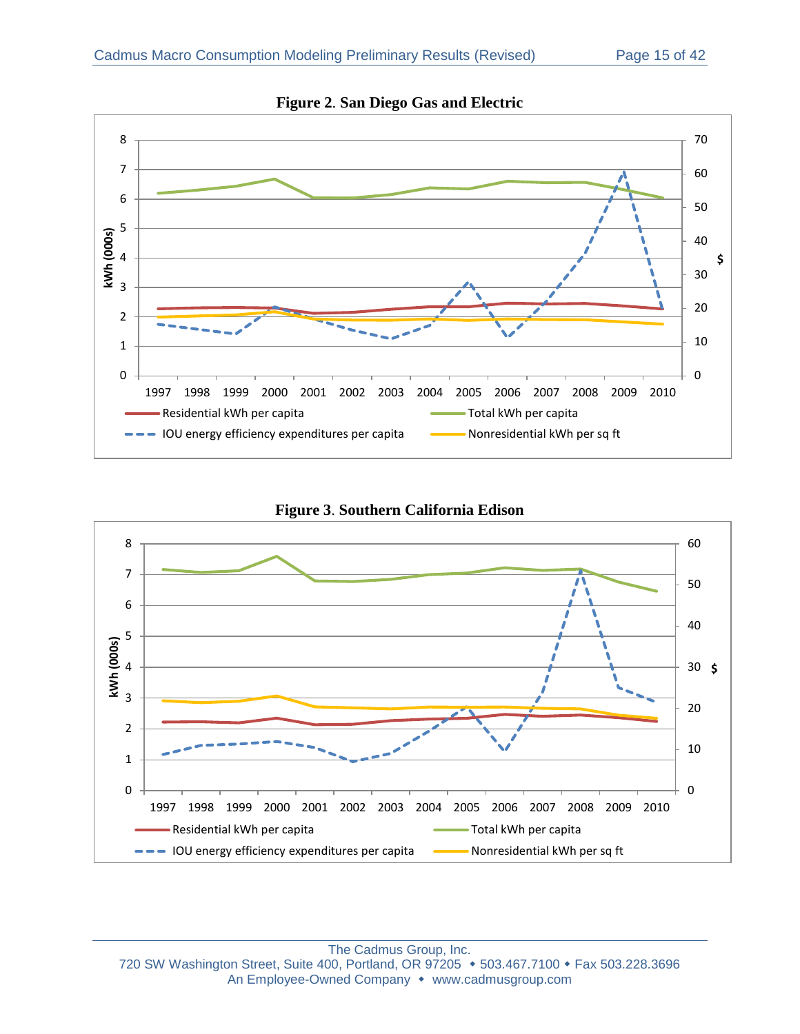**Figure 2. San Diego Gas and Electric**

**Figure 3. Southern California Edison**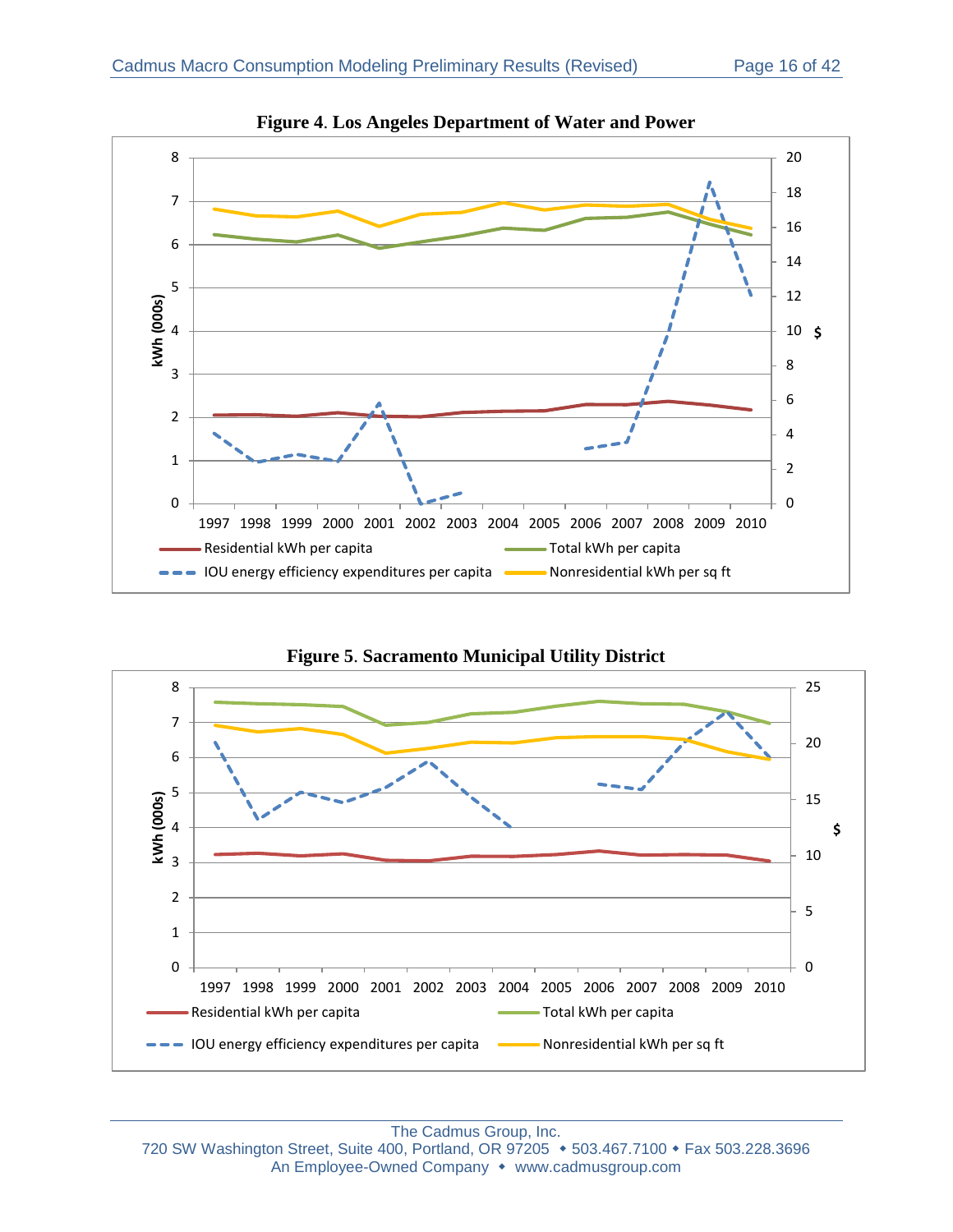**Figure 4. Los Angeles Department of Water and Power**

**Figure 5. Sacramento Municipal Utility District**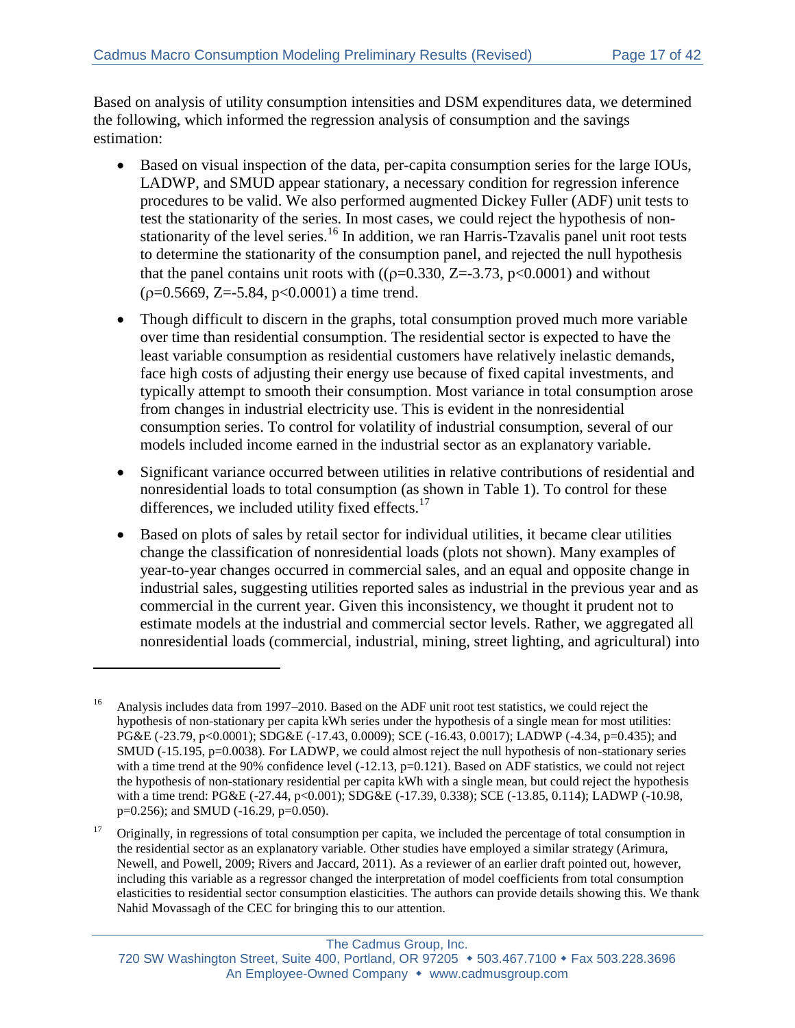Based on analysis of utility consumption intensities and DSM expenditures data, we determined the following, which informed the regression analysis of consumption and the savings estimation:

- Based on visual inspection of the data, per-capita consumption series for the large IOUs, LADWP, and SMUD appear stationary, a necessary condition for regression inference procedures to be valid. We also performed augmented Dickey Fuller (ADF) unit tests to test the stationarity of the series. In most cases, we could reject the hypothesis of non-stationarity of the level series.[16] In addition, we ran Harris-Tzavalis panel unit root tests to determine the stationarity of the consumption panel, and rejected the null hypothesis that the panel contains unit roots with (($\rho$=0.330, Z=-3.73, $p<0.0001$) and without ($\rho$=0.5669, Z=-5.84, $p<0.0001$) a time trend.
- Though difficult to discern in the graphs, total consumption proved much more variable over time than residential consumption. The residential sector is expected to have the least variable consumption as residential customers have relatively inelastic demands, face high costs of adjusting their energy use because of fixed capital investments, and typically attempt to smooth their consumption. Most variance in total consumption arose from changes in industrial electricity use. This is evident in the nonresidential consumption series. To control for volatility of industrial consumption, several of our models included income earned in the industrial sector as an explanatory variable.
- Significant variance occurred between utilities in relative contributions of residential and nonresidential loads to total consumption (as shown in Table 1). To control for these differences, we included utility fixed effects.[17]
- Based on plots of sales by retail sector for individual utilities, it became clear utilities change the classification of nonresidential loads (plots not shown). Many examples of year-to-year changes occurred in commercial sales, and an equal and opposite change in industrial sales, suggesting utilities reported sales as industrial in the previous year and as commercial in the current year. Given this inconsistency, we thought it prudent not to estimate models at the industrial and commercial sector levels. Rather, we aggregated all nonresidential loads (commercial, industrial, mining, street lighting, and agricultural) into

---

[16] Analysis includes data from 1997–2010. Based on the ADF unit root test statistics, we could reject the hypothesis of non-stationary per capita kWh series under the hypothesis of a single mean for most utilities: PG&E (-23.79, $p<0.0001$); SDG&E (-17.43, 0.0009); SCE (-16.43, 0.0017); LADWP (-4.34, p=0.435); and SMUD (-15.195, p=0.0038). For LADWP, we could almost reject the null hypothesis of non-stationary series with a time trend at the 90% confidence level (-12.13, p=0.121). Based on ADF statistics, we could not reject the hypothesis of non-stationary residential per capita kWh with a single mean, but could reject the hypothesis with a time trend: PG&E (-27.44, $p<0.001$); SDG&E (-17.39, 0.338); SCE (-13.85, 0.114); LADWP (-10.98, p=0.256); and SMUD (-16.29, p=0.050).

[17] Originally, in regressions of total consumption per capita, we included the percentage of total consumption in the residential sector as an explanatory variable. Other studies have employed a similar strategy (Arimura, Newell, and Powell, 2009; Rivers and Jaccard, 2011). As a reviewer of an earlier draft pointed out, however, including this variable as a regressor changed the interpretation of model coefficients from total consumption elasticities to residential sector consumption elasticities. The authors can provide details showing this. We thank Nahid Movassagh of the CEC for bringing this to our attention.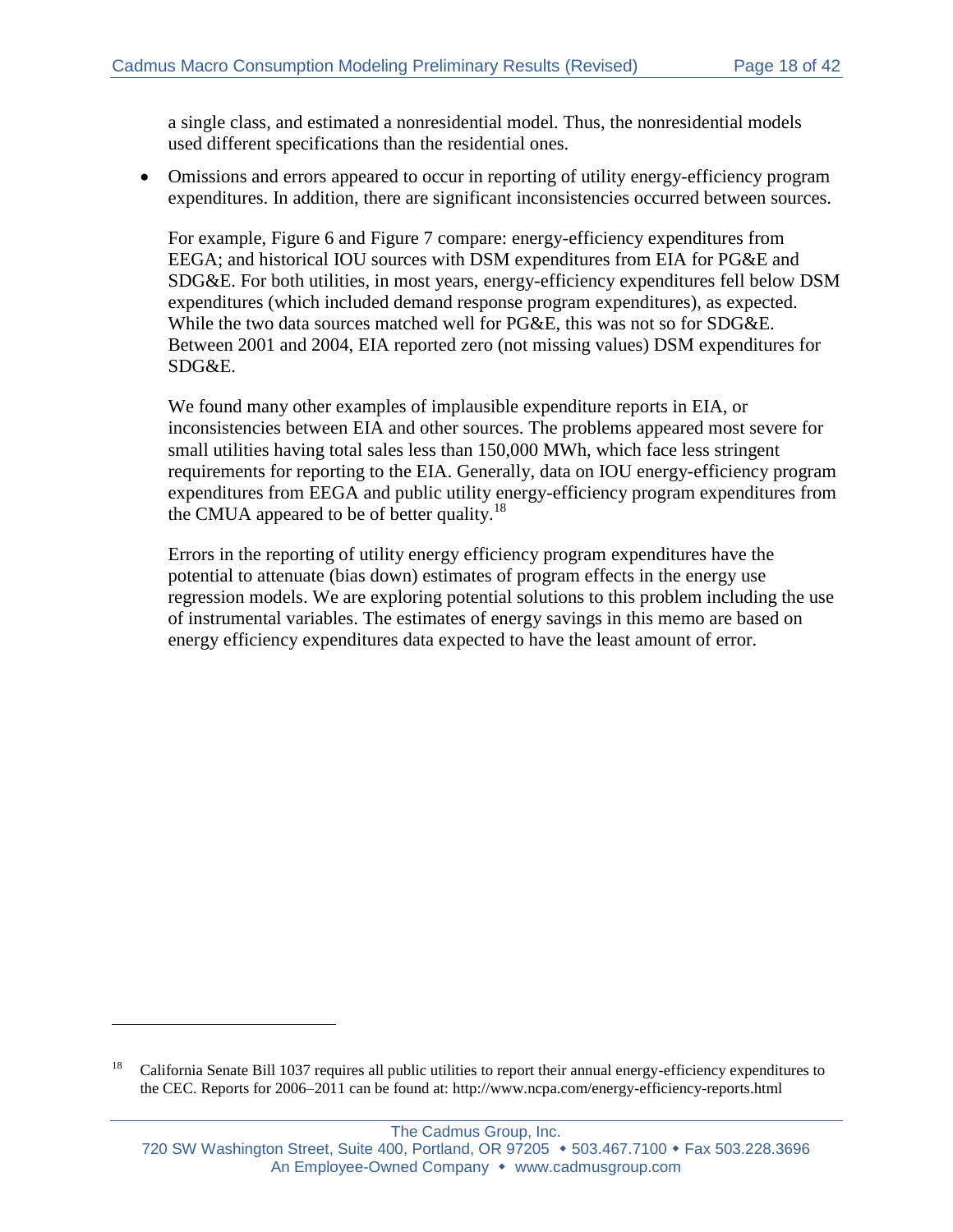a single class, and estimated a nonresidential model. Thus, the nonresidential models used different specifications than the residential ones.

- Omissions and errors appeared to occur in reporting of utility energy-efficiency program expenditures. In addition, there are significant inconsistencies occurred between sources.

  For example, Figure 6 and Figure 7 compare: energy-efficiency expenditures from EEGA; and historical IOU sources with DSM expenditures from EIA for PG&E and SDG&E. For both utilities, in most years, energy-efficiency expenditures fell below DSM expenditures (which included demand response program expenditures), as expected. While the two data sources matched well for PG&E, this was not so for SDG&E. Between 2001 and 2004, EIA reported zero (not missing values) DSM expenditures for SDG&E.

  We found many other examples of implausible expenditure reports in EIA, or inconsistencies between EIA and other sources. The problems appeared most severe for small utilities having total sales less than 150,000 MWh, which face less stringent requirements for reporting to the EIA. Generally, data on IOU energy-efficiency program expenditures from EEGA and public utility energy-efficiency program expenditures from the CMUA appeared to be of better quality.[18]

  Errors in the reporting of utility energy efficiency program expenditures have the potential to attenuate (bias down) estimates of program effects in the energy use regression models. We are exploring potential solutions to this problem including the use of instrumental variables. The estimates of energy savings in this memo are based on energy efficiency expenditures data expected to have the least amount of error.

---

[18] California Senate Bill 1037 requires all public utilities to report their annual energy-efficiency expenditures to the CEC. Reports for 2006–2011 can be found at: http://www.ncpa.com/energy-efficiency-reports.html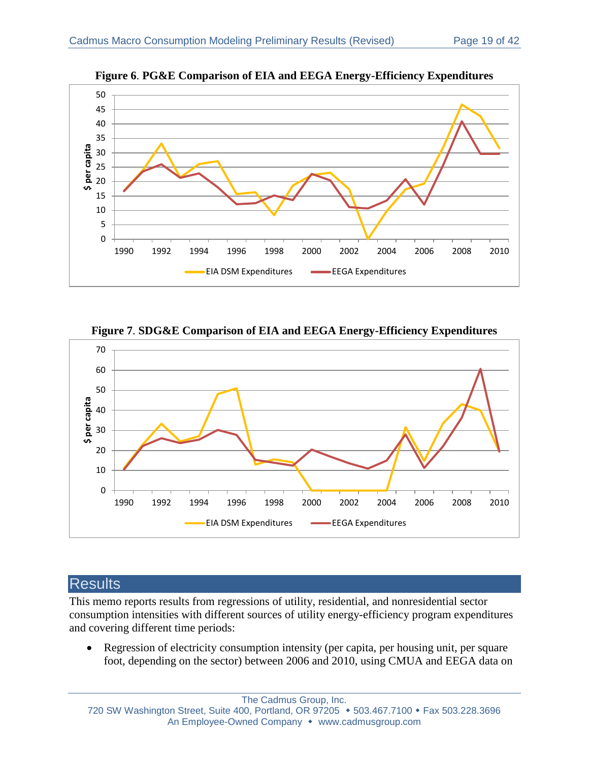**Figure 6. PG&E Comparison of EIA and EEGA Energy-Efficiency Expenditures**

**Figure 7. SDG&E Comparison of EIA and EEGA Energy-Efficiency Expenditures**

## Results

This memo reports results from regressions of utility, residential, and nonresidential sector consumption intensities with different sources of utility energy-efficiency program expenditures and covering different time periods:

- Regression of electricity consumption intensity (per capita, per housing unit, per square foot, depending on the sector) between 2006 and 2010, using CMUA and EEGA data on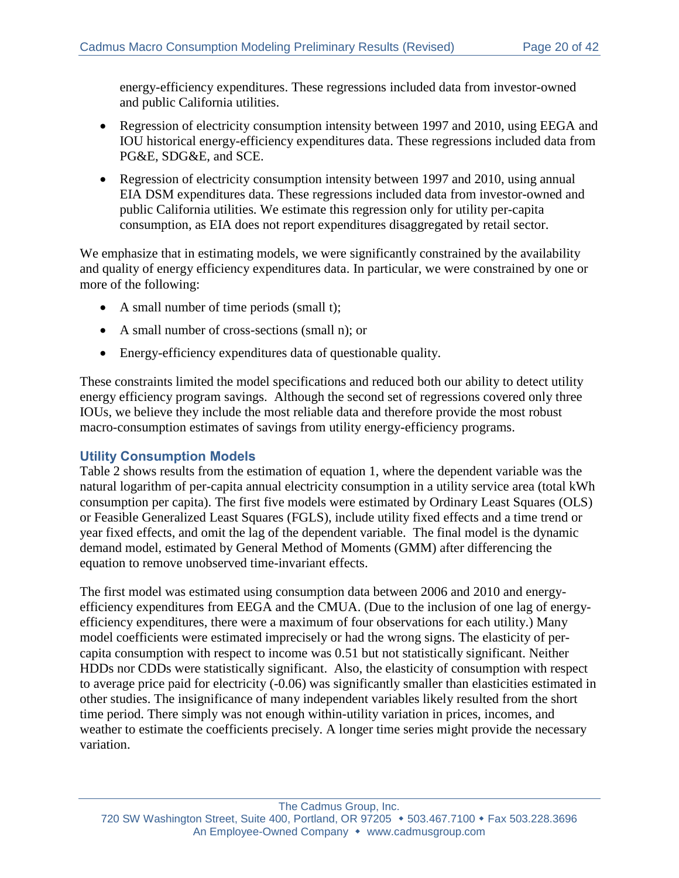energy-efficiency expenditures. These regressions included data from investor-owned and public California utilities.

- Regression of electricity consumption intensity between 1997 and 2010, using EEGA and IOU historical energy-efficiency expenditures data. These regressions included data from PG&E, SDG&E, and SCE.
- Regression of electricity consumption intensity between 1997 and 2010, using annual EIA DSM expenditures data. These regressions included data from investor-owned and public California utilities. We estimate this regression only for utility per-capita consumption, as EIA does not report expenditures disaggregated by retail sector.

We emphasize that in estimating models, we were significantly constrained by the availability and quality of energy efficiency expenditures data. In particular, we were constrained by one or more of the following:

- A small number of time periods (small t);
- A small number of cross-sections (small n); or
- Energy-efficiency expenditures data of questionable quality.

These constraints limited the model specifications and reduced both our ability to detect utility energy efficiency program savings. Although the second set of regressions covered only three IOUs, we believe they include the most reliable data and therefore provide the most robust macro-consumption estimates of savings from utility energy-efficiency programs.

### Utility Consumption Models

Table 2 shows results from the estimation of equation 1, where the dependent variable was the natural logarithm of per-capita annual electricity consumption in a utility service area (total kWh consumption per capita). The first five models were estimated by Ordinary Least Squares (OLS) or Feasible Generalized Least Squares (FGLS), include utility fixed effects and a time trend or year fixed effects, and omit the lag of the dependent variable. The final model is the dynamic demand model, estimated by General Method of Moments (GMM) after differencing the equation to remove unobserved time-invariant effects.

The first model was estimated using consumption data between 2006 and 2010 and energy-efficiency expenditures from EEGA and the CMUA. (Due to the inclusion of one lag of energy-efficiency expenditures, there were a maximum of four observations for each utility.) Many model coefficients were estimated imprecisely or had the wrong signs. The elasticity of per-capita consumption with respect to income was 0.51 but not statistically significant. Neither HDDs nor CDDs were statistically significant. Also, the elasticity of consumption with respect to average price paid for electricity (-0.06) was significantly smaller than elasticities estimated in other studies. The insignificance of many independent variables likely resulted from the short time period. There simply was not enough within-utility variation in prices, incomes, and weather to estimate the coefficients precisely. A longer time series might provide the necessary variation.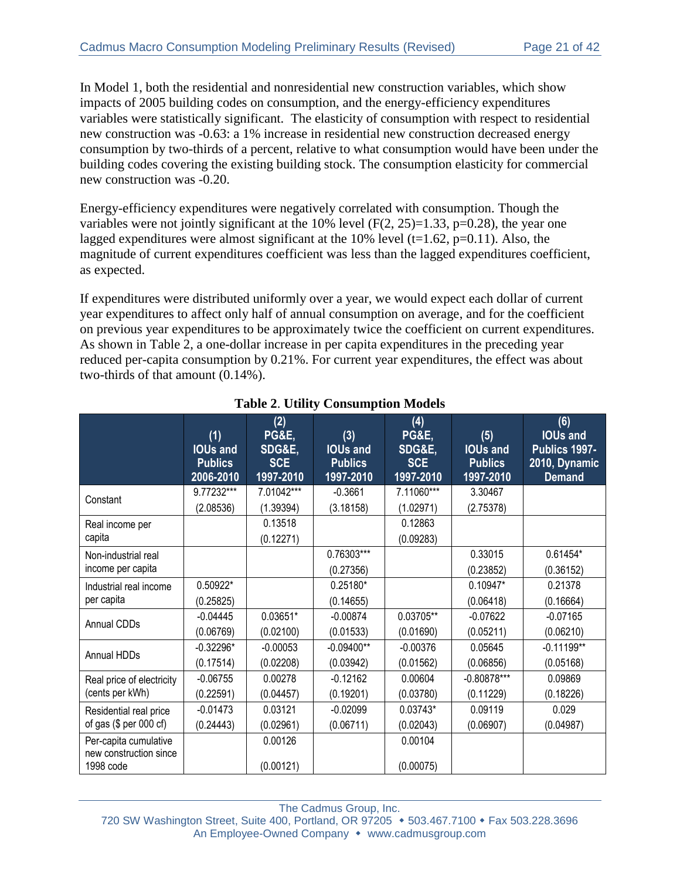In Model 1, both the residential and nonresidential new construction variables, which show impacts of 2005 building codes on consumption, and the energy-efficiency expenditures variables were statistically significant. The elasticity of consumption with respect to residential new construction was -0.63: a 1% increase in residential new construction decreased energy consumption by two-thirds of a percent, relative to what consumption would have been under the building codes covering the existing building stock. The consumption elasticity for commercial new construction was -0.20.

Energy-efficiency expenditures were negatively correlated with consumption. Though the variables were not jointly significant at the 10% level ($F(2, 25)=1.33$, $p=0.28$), the year one lagged expenditures were almost significant at the 10% level ($t=1.62$, $p=0.11$). Also, the magnitude of current expenditures coefficient was less than the lagged expenditures coefficient, as expected.

If expenditures were distributed uniformly over a year, we would expect each dollar of current year expenditures to affect only half of annual consumption on average, and for the coefficient on previous year expenditures to be approximately twice the coefficient on current expenditures. As shown in Table 2, a one-dollar increase in per capita expenditures in the preceding year reduced per-capita consumption by 0.21%. For current year expenditures, the effect was about two-thirds of that amount (0.14%).

**Table 2. Utility Consumption Models**

| | (1) IOUs and Publics 2006-2010 | (2) PG&E, SDG&E, SCE 1997-2010 | (3) IOUs and Publics 1997-2010 | (4) PG&E, SDG&E, SCE 1997-2010 | (5) IOUs and Publics 1997-2010 | (6) IOUs and Publics 1997-2010, Dynamic Demand |
|---|---|---|---|---|---|---|
| Constant | 9.77232*** | 7.01042*** | -0.3661 | 7.11060*** | 3.30467 | |
| | (2.08536) | (1.39394) | (3.18158) | (1.02971) | (2.75378) | |
| Real income per capita | | 0.13518 | | 0.12863 | | |
| | | (0.12271) | | (0.09283) | | |
| Non-industrial real income per capita | | | 0.76303*** | | 0.33015 | 0.61454* |
| | | | (0.27356) | | (0.23852) | (0.36152) |
| Industrial real income per capita | 0.50922* | | 0.25180* | | 0.10947* | 0.21378 |
| | (0.25825) | | (0.14655) | | (0.06418) | (0.16664) |
| Annual CDDs | -0.04445 | 0.03651* | -0.00874 | 0.03705** | -0.07622 | -0.07165 |
| | (0.06769) | (0.02100) | (0.01533) | (0.01690) | (0.05211) | (0.06210) |
| Annual HDDs | -0.32296* | -0.00053 | -0.09400** | -0.00376 | 0.05645 | -0.11199** |
| | (0.17514) | (0.02208) | (0.03942) | (0.01562) | (0.06856) | (0.05168) |
| Real price of electricity (cents per kWh) | -0.06755 | 0.00278 | -0.12162 | 0.00604 | -0.80878*** | 0.09869 |
| | (0.22591) | (0.04457) | (0.19201) | (0.03780) | (0.11229) | (0.18226) |
| Residential real price of gas ($ per 000 cf) | -0.01473 | 0.03121 | -0.02099 | 0.03743* | 0.09119 | 0.029 |
| | (0.24443) | (0.02961) | (0.06711) | (0.02043) | (0.06907) | (0.04987) |
| Per-capita cumulative new construction since 1998 code | | 0.00126 | | 0.00104 | | |
| | | (0.00121) | | (0.00075) | | |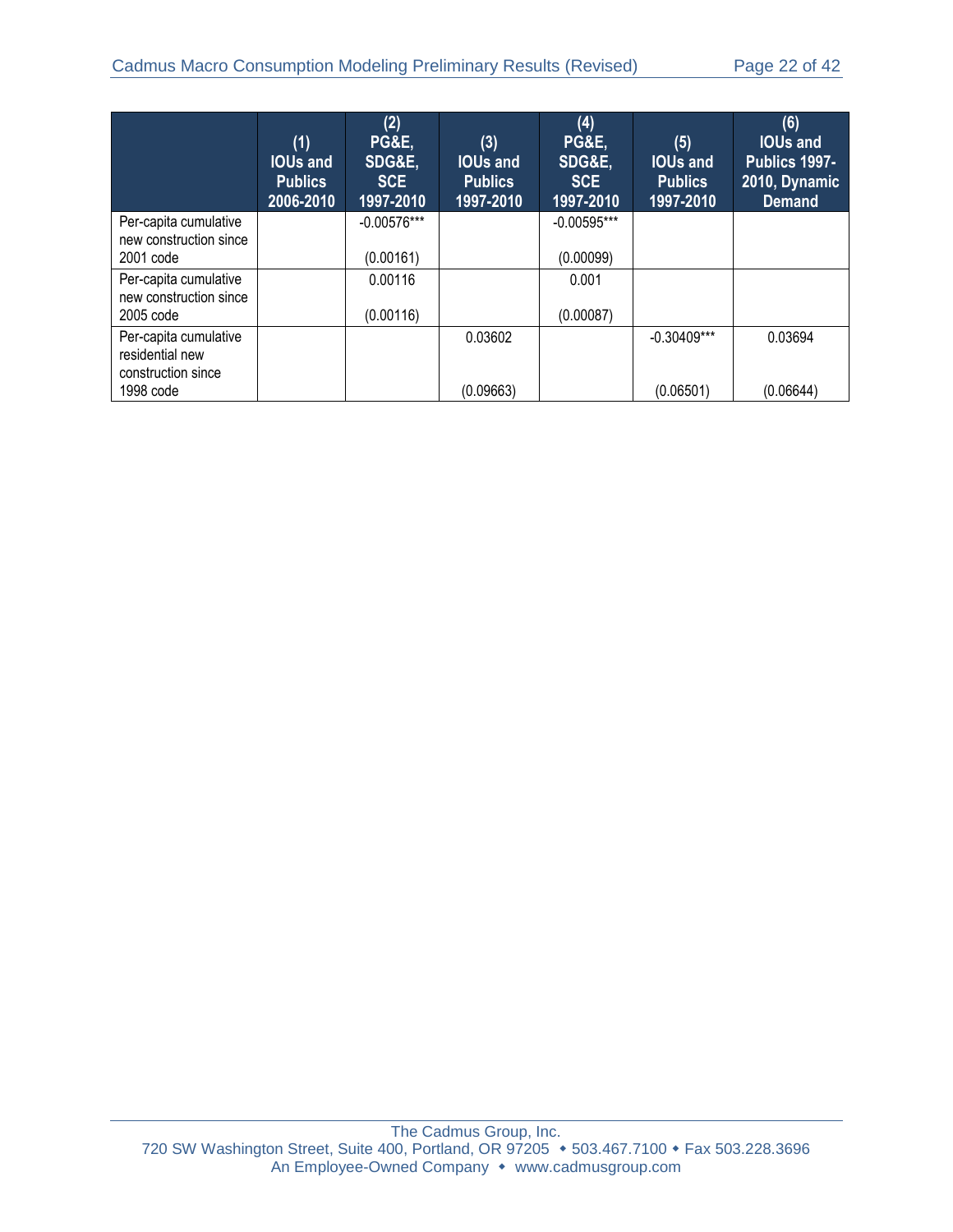| | (1) IOUs and Publics 2006-2010 | (2) PG&E, SDG&E, SCE 1997-2010 | (3) IOUs and Publics 1997-2010 | (4) PG&E, SDG&E, SCE 1997-2010 | (5) IOUs and Publics 1997-2010 | (6) IOUs and Publics 1997-2010, Dynamic Demand |
|---|---|---|---|---|---|---|
| Per-capita cumulative new construction since 2001 code | | -0.00576*** | | -0.00595*** | | |
| | | (0.00161) | | (0.00099) | | |
| Per-capita cumulative new construction since 2005 code | | 0.00116 | | 0.001 | | |
| | | (0.00116) | | (0.00087) | | |
| Per-capita cumulative residential new construction since 1998 code | | | 0.03602 | | -0.30409*** | 0.03694 |
| | | | (0.09663) | | (0.06501) | (0.06644) |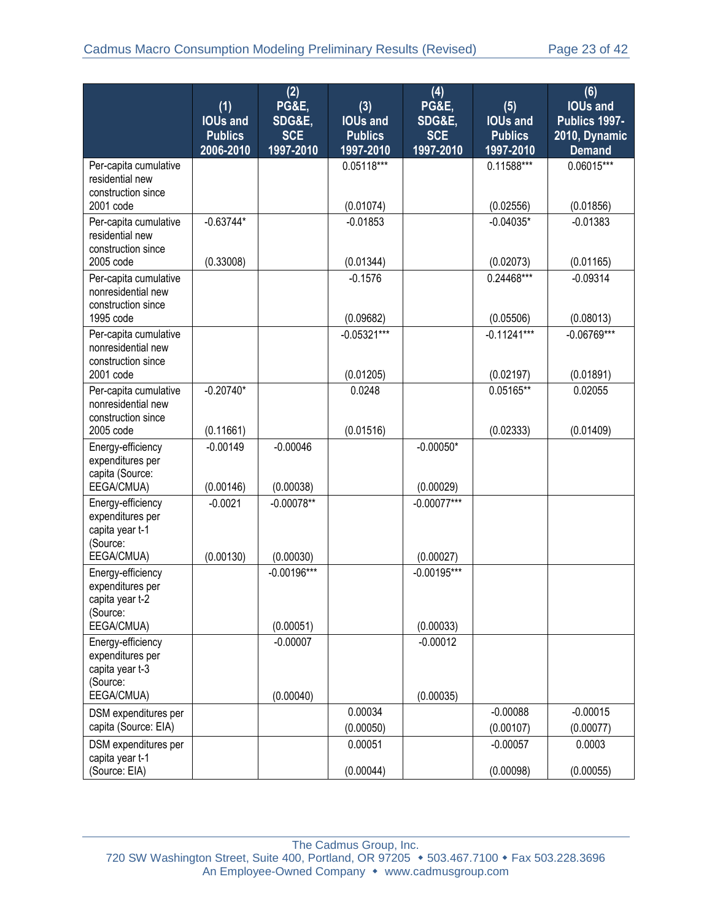| | (1) IOUs and Publics 2006-2010 | (2) PG&E, SDG&E, SCE 1997-2010 | (3) IOUs and Publics 1997-2010 | (4) PG&E, SDG&E, SCE 1997-2010 | (5) IOUs and Publics 1997-2010 | (6) IOUs and Publics 1997-2010, Dynamic Demand |
|---|---|---|---|---|---|---|
| Per-capita cumulative residential new construction since 2001 code | | | 0.05118*** (0.01074) | | 0.11588*** (0.02556) | 0.06015*** (0.01856) |
| Per-capita cumulative residential new construction since 2005 code | -0.63744* (0.33008) | | -0.01853 (0.01344) | | -0.04035* (0.02073) | -0.01383 (0.01165) |
| Per-capita cumulative nonresidential new construction since 1995 code | | | -0.1576 (0.09682) | | 0.24468*** (0.05506) | -0.09314 (0.08013) |
| Per-capita cumulative nonresidential new construction since 2001 code | | | -0.05321*** (0.01205) | | -0.11241*** (0.02197) | -0.06769*** (0.01891) |
| Per-capita cumulative nonresidential new construction since 2005 code | -0.20740* (0.11661) | | 0.0248 (0.01516) | | 0.05165** (0.02333) | 0.02055 (0.01409) |
| Energy-efficiency expenditures per capita (Source: EEGA/CMUA) | -0.00149 (0.00146) | -0.00046 (0.00038) | | -0.00050* (0.00029) | | |
| Energy-efficiency expenditures per capita year t-1 (Source: EEGA/CMUA) | -0.0021 (0.00130) | -0.00078** (0.00030) | | -0.00077*** (0.00027) | | |
| Energy-efficiency expenditures per capita year t-2 (Source: EEGA/CMUA) | | -0.00196*** (0.00051) | | -0.00195*** (0.00033) | | |
| Energy-efficiency expenditures per capita year t-3 (Source: EEGA/CMUA) | | -0.00007 (0.00040) | | -0.00012 (0.00035) | | |
| DSM expenditures per capita (Source: EIA) | | | 0.00034 (0.00050) | | -0.00088 (0.00107) | -0.00015 (0.00077) |
| DSM expenditures per capita year t-1 (Source: EIA) | | | 0.00051 (0.00044) | | -0.00057 (0.00098) | 0.0003 (0.00055) |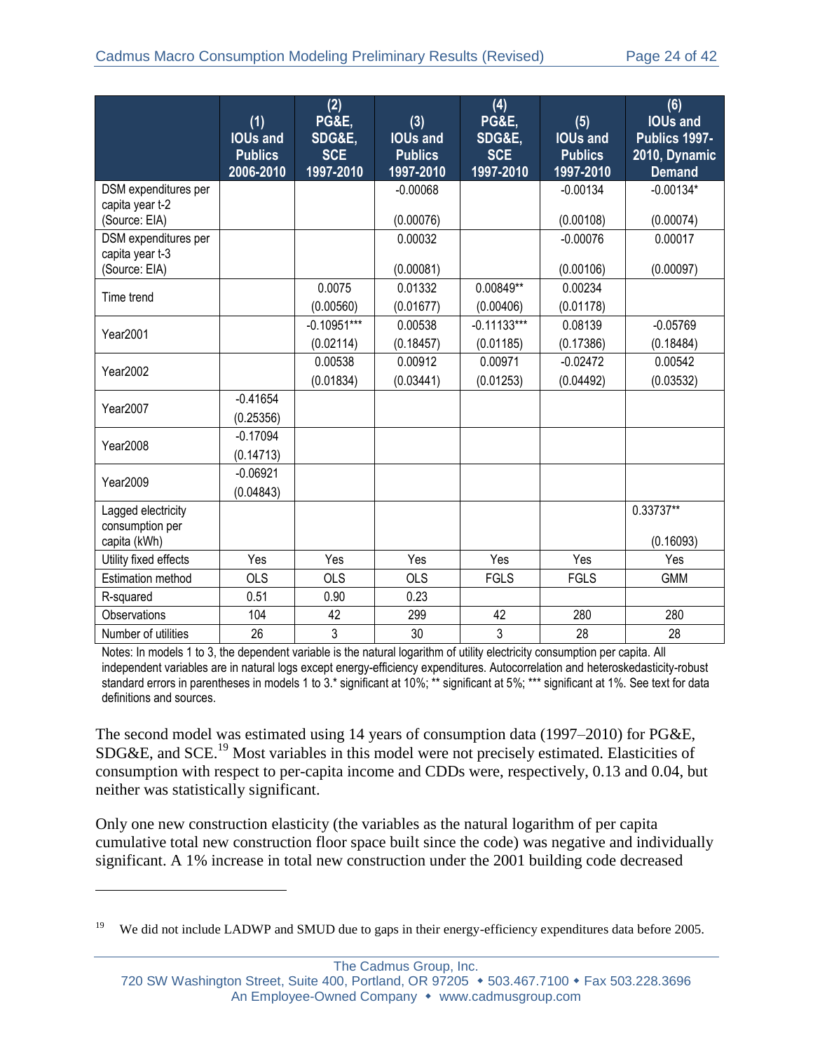| | (1) IOUs and Publics 2006-2010 | (2) PG&E, SDG&E, SCE 1997-2010 | (3) IOUs and Publics 1997-2010 | (4) PG&E, SDG&E, SCE 1997-2010 | (5) IOUs and Publics 1997-2010 | (6) IOUs and Publics 1997-2010, Dynamic Demand |
|---|---|---|---|---|---|---|
| DSM expenditures per capita year t-2 (Source: EIA) | | | -0.00068<br>(0.00076) | | -0.00134<br>(0.00108) | -0.00134*<br>(0.00074) |
| DSM expenditures per capita year t-3 (Source: EIA) | | | 0.00032<br>(0.00081) | | -0.00076<br>(0.00106) | 0.00017<br>(0.00097) |
| Time trend | | 0.0075<br>(0.00560) | 0.01332<br>(0.01677) | 0.00849**<br>(0.00406) | 0.00234<br>(0.01178) | |
| Year2001 | | -0.10951***<br>(0.02114) | 0.00538<br>(0.18457) | -0.11133***<br>(0.01185) | 0.08139<br>(0.17386) | -0.05769<br>(0.18484) |
| Year2002 | | 0.00538<br>(0.01834) | 0.00912<br>(0.03441) | 0.00971<br>(0.01253) | -0.02472<br>(0.04492) | 0.00542<br>(0.03532) |
| Year2007 | -0.41654<br>(0.25356) | | | | | |
| Year2008 | -0.17094<br>(0.14713) | | | | | |
| Year2009 | -0.06921<br>(0.04843) | | | | | |
| Lagged electricity consumption per capita (kWh) | | | | | | 0.33737**<br>(0.16093) |
| Utility fixed effects | Yes | Yes | Yes | Yes | Yes | Yes |
| Estimation method | OLS | OLS | OLS | FGLS | FGLS | GMM |
| R-squared | 0.51 | 0.90 | 0.23 | | | |
| Observations | 104 | 42 | 299 | 42 | 280 | 280 |
| Number of utilities | 26 | 3 | 30 | 3 | 28 | 28 |

Notes: In models 1 to 3, the dependent variable is the natural logarithm of utility electricity consumption per capita. All independent variables are in natural logs except energy-efficiency expenditures. Autocorrelation and heteroskedasticity-robust standard errors in parentheses in models 1 to 3.* significant at 10%; ** significant at 5%; *** significant at 1%. See text for data definitions and sources.

The second model was estimated using 14 years of consumption data (1997–2010) for PG&E, SDG&E, and SCE.[19] Most variables in this model were not precisely estimated. Elasticities of consumption with respect to per-capita income and CDDs were, respectively, 0.13 and 0.04, but neither was statistically significant.

Only one new construction elasticity (the variables as the natural logarithm of per capita cumulative total new construction floor space built since the code) was negative and individually significant. A 1% increase in total new construction under the 2001 building code decreased

[19] We did not include LADWP and SMUD due to gaps in their energy-efficiency expenditures data before 2005.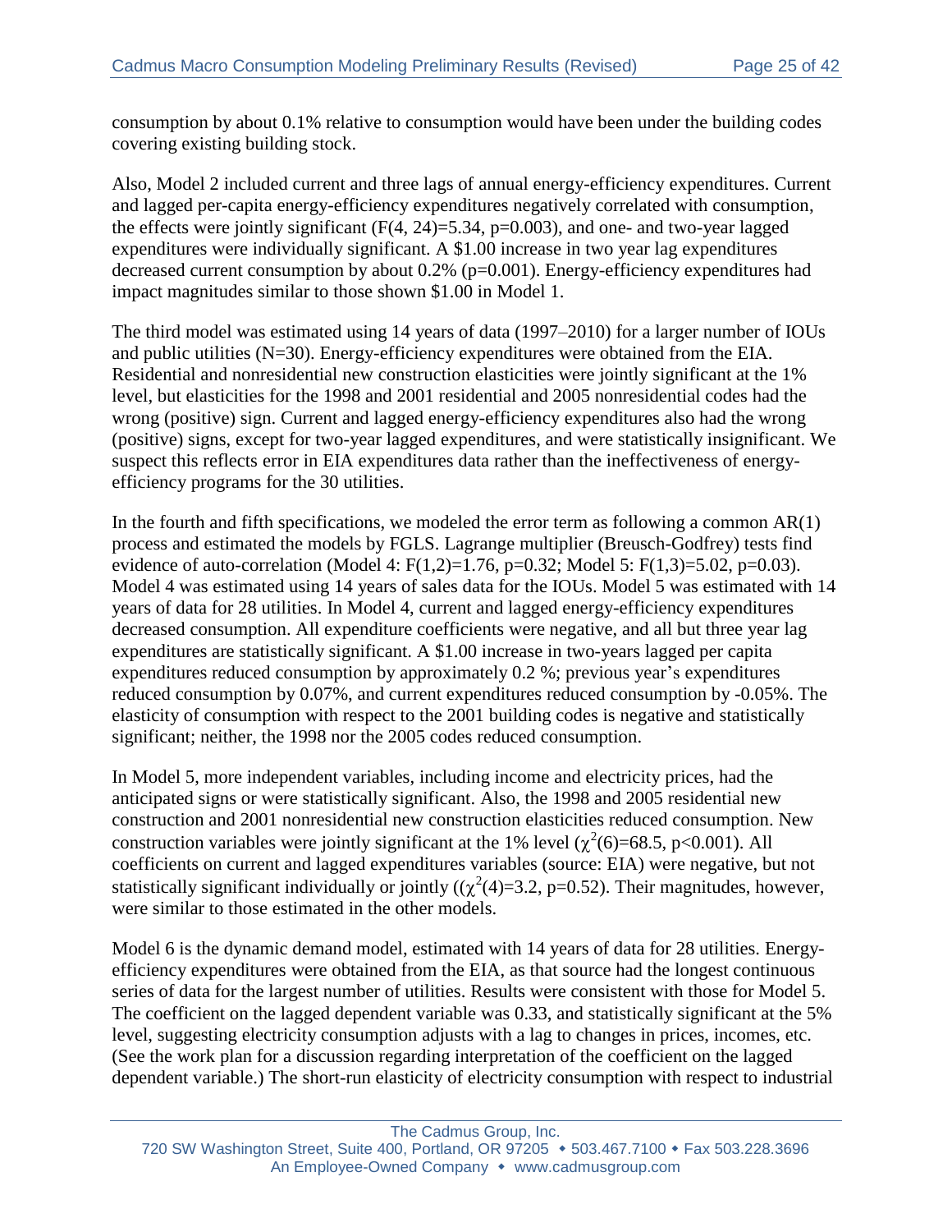consumption by about 0.1% relative to consumption would have been under the building codes covering existing building stock.

Also, Model 2 included current and three lags of annual energy-efficiency expenditures. Current and lagged per-capita energy-efficiency expenditures negatively correlated with consumption, the effects were jointly significant ($F(4, 24)=5.34$, $p=0.003$), and one- and two-year lagged expenditures were individually significant. A \$1.00 increase in two year lag expenditures decreased current consumption by about 0.2% ($p=0.001$). Energy-efficiency expenditures had impact magnitudes similar to those shown \$1.00 in Model 1.

The third model was estimated using 14 years of data (1997–2010) for a larger number of IOUs and public utilities (N=30). Energy-efficiency expenditures were obtained from the EIA. Residential and nonresidential new construction elasticities were jointly significant at the 1% level, but elasticities for the 1998 and 2001 residential and 2005 nonresidential codes had the wrong (positive) sign. Current and lagged energy-efficiency expenditures also had the wrong (positive) signs, except for two-year lagged expenditures, and were statistically insignificant. We suspect this reflects error in EIA expenditures data rather than the ineffectiveness of energy-efficiency programs for the 30 utilities.

In the fourth and fifth specifications, we modeled the error term as following a common AR(1) process and estimated the models by FGLS. Lagrange multiplier (Breusch-Godfrey) tests find evidence of auto-correlation (Model 4: $F(1,2)=1.76$, $p=0.32$; Model 5: $F(1,3)=5.02$, $p=0.03$). Model 4 was estimated using 14 years of sales data for the IOUs. Model 5 was estimated with 14 years of data for 28 utilities. In Model 4, current and lagged energy-efficiency expenditures decreased consumption. All expenditure coefficients were negative, and all but three year lag expenditures are statistically significant. A \$1.00 increase in two-years lagged per capita expenditures reduced consumption by approximately 0.2 %; previous year's expenditures reduced consumption by 0.07%, and current expenditures reduced consumption by -0.05%. The elasticity of consumption with respect to the 2001 building codes is negative and statistically significant; neither, the 1998 nor the 2005 codes reduced consumption.

In Model 5, more independent variables, including income and electricity prices, had the anticipated signs or were statistically significant. Also, the 1998 and 2005 residential new construction and 2001 nonresidential new construction elasticities reduced consumption. New construction variables were jointly significant at the 1% level ($\chi^2(6)=68.5$, $p<0.001$). All coefficients on current and lagged expenditures variables (source: EIA) were negative, but not statistically significant individually or jointly (($\chi^2(4)=3.2$, $p=0.52$). Their magnitudes, however, were similar to those estimated in the other models.

Model 6 is the dynamic demand model, estimated with 14 years of data for 28 utilities. Energy-efficiency expenditures were obtained from the EIA, as that source had the longest continuous series of data for the largest number of utilities. Results were consistent with those for Model 5. The coefficient on the lagged dependent variable was 0.33, and statistically significant at the 5% level, suggesting electricity consumption adjusts with a lag to changes in prices, incomes, etc. (See the work plan for a discussion regarding interpretation of the coefficient on the lagged dependent variable.) The short-run elasticity of electricity consumption with respect to industrial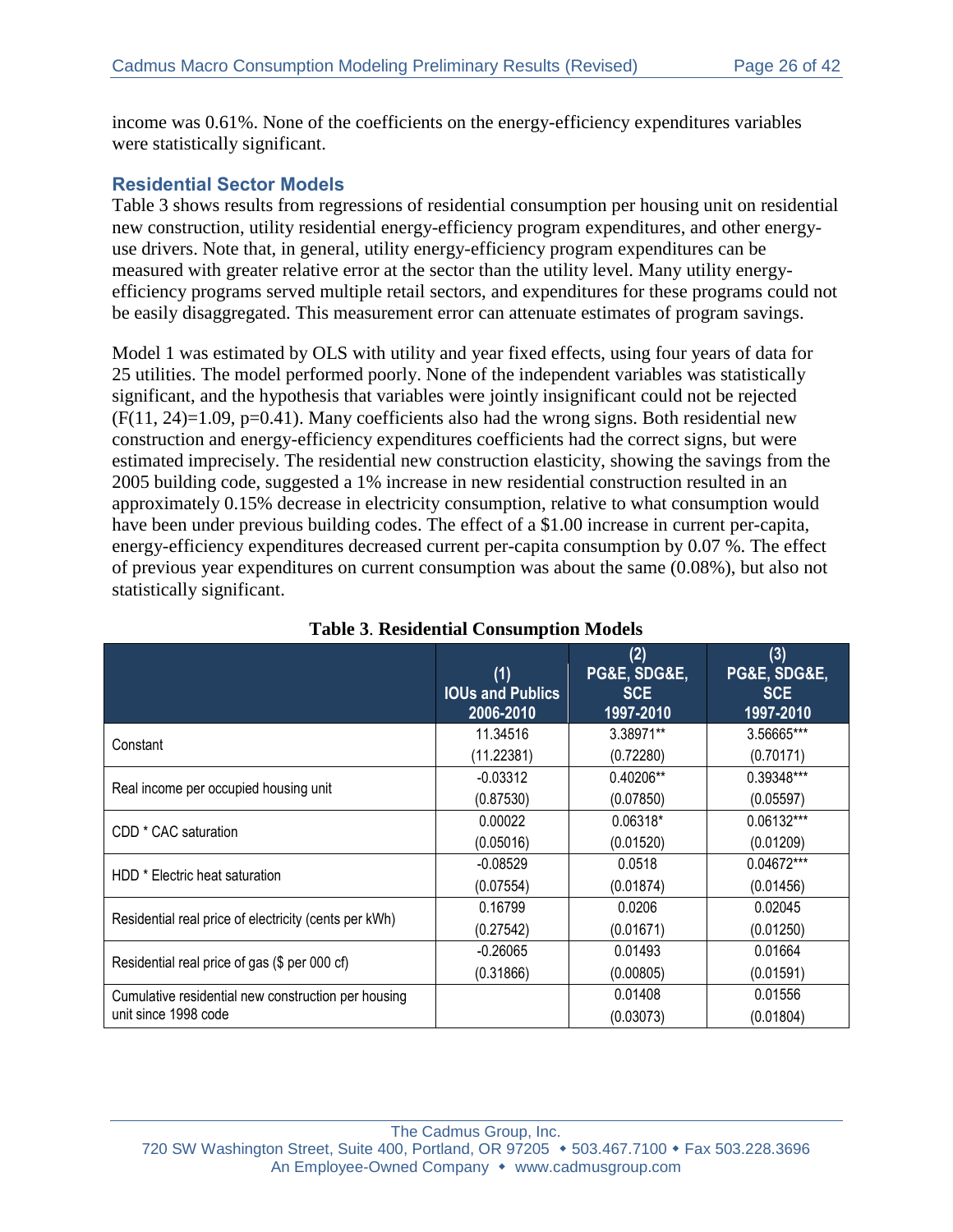income was 0.61%. None of the coefficients on the energy-efficiency expenditures variables were statistically significant.

### Residential Sector Models

Table 3 shows results from regressions of residential consumption per housing unit on residential new construction, utility residential energy-efficiency program expenditures, and other energy-use drivers. Note that, in general, utility energy-efficiency program expenditures can be measured with greater relative error at the sector than the utility level. Many utility energy-efficiency programs served multiple retail sectors, and expenditures for these programs could not be easily disaggregated. This measurement error can attenuate estimates of program savings.

Model 1 was estimated by OLS with utility and year fixed effects, using four years of data for 25 utilities. The model performed poorly. None of the independent variables was statistically significant, and the hypothesis that variables were jointly insignificant could not be rejected ($F(11, 24)=1.09$, $p=0.41$). Many coefficients also had the wrong signs. Both residential new construction and energy-efficiency expenditures coefficients had the correct signs, but were estimated imprecisely. The residential new construction elasticity, showing the savings from the 2005 building code, suggested a 1% increase in new residential construction resulted in an approximately 0.15% decrease in electricity consumption, relative to what consumption would have been under previous building codes. The effect of a \$1.00 increase in current per-capita, energy-efficiency expenditures decreased current per-capita consumption by 0.07 %. The effect of previous year expenditures on current consumption was about the same (0.08%), but also not statistically significant.

**Table 3. Residential Consumption Models**

| | (1) IOUs and Publics 2006-2010 | (2) PG&E, SDG&E, SCE 1997-2010 | (3) PG&E, SDG&E, SCE 1997-2010 |
|---|---|---|---|
| Constant | 11.34516 | 3.38971** | 3.56665*** |
| | (11.22381) | (0.72280) | (0.70171) |
| Real income per occupied housing unit | -0.03312 | 0.40206** | 0.39348*** |
| | (0.87530) | (0.07850) | (0.05597) |
| CDD * CAC saturation | 0.00022 | 0.06318* | 0.06132*** |
| | (0.05016) | (0.01520) | (0.01209) |
| HDD * Electric heat saturation | -0.08529 | 0.0518 | 0.04672*** |
| | (0.07554) | (0.01874) | (0.01456) |
| Residential real price of electricity (cents per kWh) | 0.16799 | 0.0206 | 0.02045 |
| | (0.27542) | (0.01671) | (0.01250) |
| Residential real price of gas (\$ per 000 cf) | -0.26065 | 0.01493 | 0.01664 |
| | (0.31866) | (0.00805) | (0.01591) |
| Cumulative residential new construction per housing unit since 1998 code | | 0.01408 | 0.01556 |
| | | (0.03073) | (0.01804) |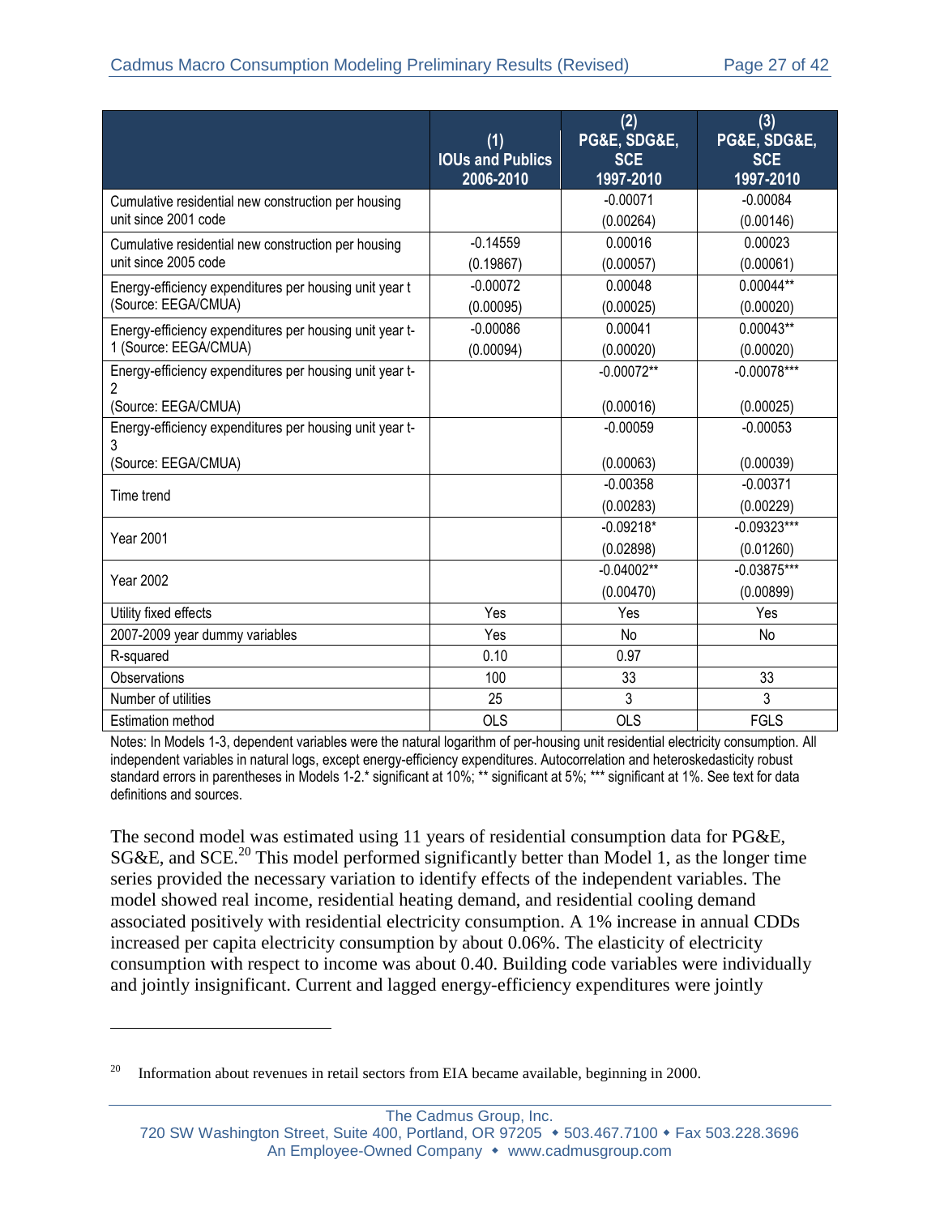| | (1) IOUs and Publics 2006-2010 | (2) PG&E, SDG&E, SCE 1997-2010 | (3) PG&E, SDG&E, SCE 1997-2010 |
|---|---|---|---|
| Cumulative residential new construction per housing unit since 2001 code | | -0.00071 | -0.00084 |
| | | (0.00264) | (0.00146) |
| Cumulative residential new construction per housing unit since 2005 code | -0.14559 | 0.00016 | 0.00023 |
| | (0.19867) | (0.00057) | (0.00061) |
| Energy-efficiency expenditures per housing unit year t (Source: EEGA/CMUA) | -0.00072 | 0.00048 | 0.00044** |
| | (0.00095) | (0.00025) | (0.00020) |
| Energy-efficiency expenditures per housing unit year t-1 (Source: EEGA/CMUA) | -0.00086 | 0.00041 | 0.00043** |
| | (0.00094) | (0.00020) | (0.00020) |
| Energy-efficiency expenditures per housing unit year t-2 (Source: EEGA/CMUA) | | -0.00072** | -0.00078*** |
| | | (0.00016) | (0.00025) |
| Energy-efficiency expenditures per housing unit year t-3 (Source: EEGA/CMUA) | | -0.00059 | -0.00053 |
| | | (0.00063) | (0.00039) |
| Time trend | | -0.00358 | -0.00371 |
| | | (0.00283) | (0.00229) |
| Year 2001 | | -0.09218* | -0.09323*** |
| | | (0.02898) | (0.01260) |
| Year 2002 | | -0.04002** | -0.03875*** |
| | | (0.00470) | (0.00899) |
| Utility fixed effects | Yes | Yes | Yes |
| 2007-2009 year dummy variables | Yes | No | No |
| R-squared | 0.10 | 0.97 | |
| Observations | 100 | 33 | 33 |
| Number of utilities | 25 | 3 | 3 |
| Estimation method | OLS | OLS | FGLS |

Notes: In Models 1-3, dependent variables were the natural logarithm of per-housing unit residential electricity consumption. All independent variables in natural logs, except energy-efficiency expenditures. Autocorrelation and heteroskedasticity robust standard errors in parentheses in Models 1-2.* significant at 10%; ** significant at 5%; *** significant at 1%. See text for data definitions and sources.

The second model was estimated using 11 years of residential consumption data for PG&E, SG&E, and SCE.[20] This model performed significantly better than Model 1, as the longer time series provided the necessary variation to identify effects of the independent variables. The model showed real income, residential heating demand, and residential cooling demand associated positively with residential electricity consumption. A 1% increase in annual CDDs increased per capita electricity consumption by about 0.06%. The elasticity of electricity consumption with respect to income was about 0.40. Building code variables were individually and jointly insignificant. Current and lagged energy-efficiency expenditures were jointly

[20] Information about revenues in retail sectors from EIA became available, beginning in 2000.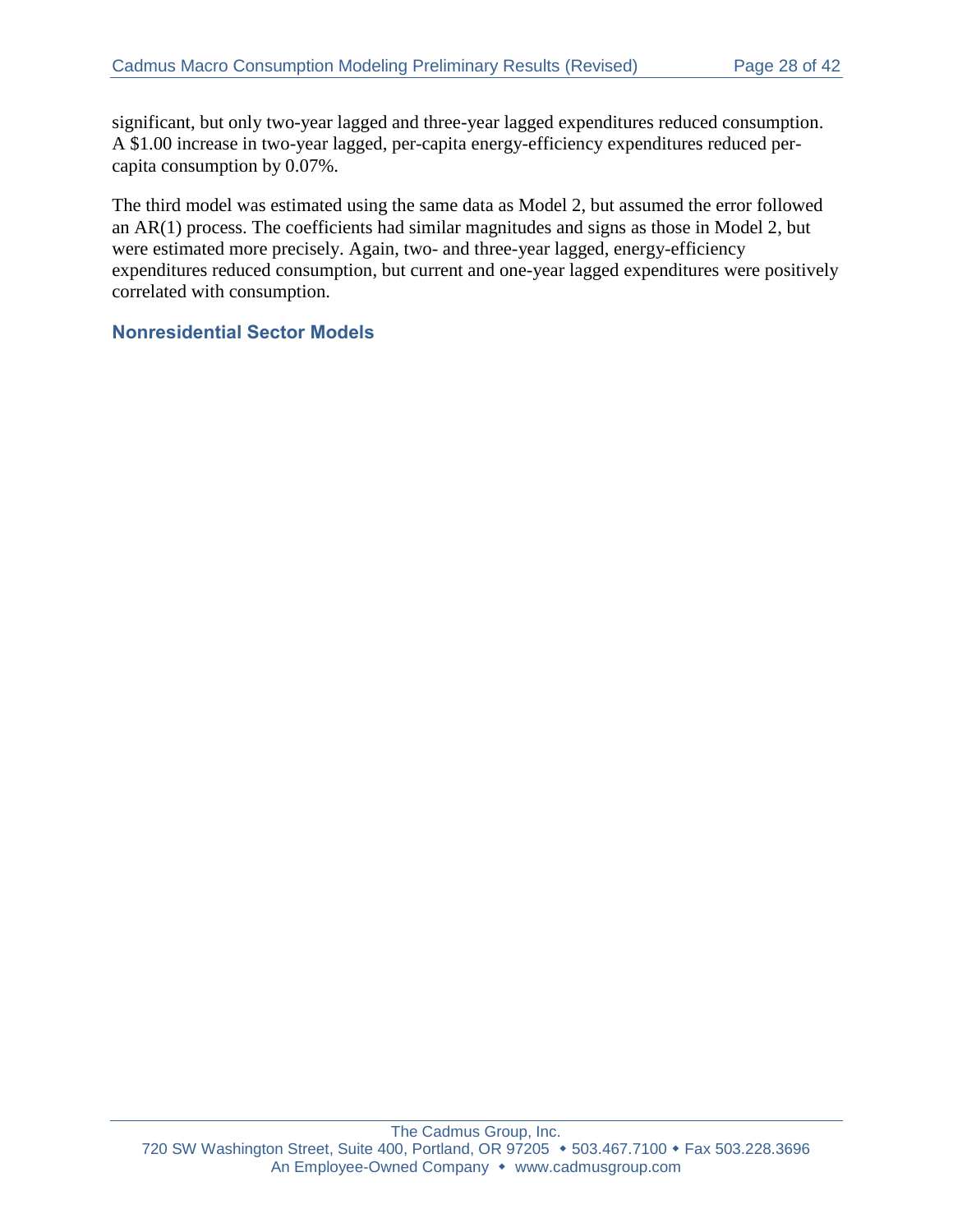significant, but only two-year lagged and three-year lagged expenditures reduced consumption. A $1.00 increase in two-year lagged, per-capita energy-efficiency expenditures reduced per-capita consumption by 0.07%.

The third model was estimated using the same data as Model 2, but assumed the error followed an AR(1) process. The coefficients had similar magnitudes and signs as those in Model 2, but were estimated more precisely. Again, two- and three-year lagged, energy-efficiency expenditures reduced consumption, but current and one-year lagged expenditures were positively correlated with consumption.

### Nonresidential Sector Models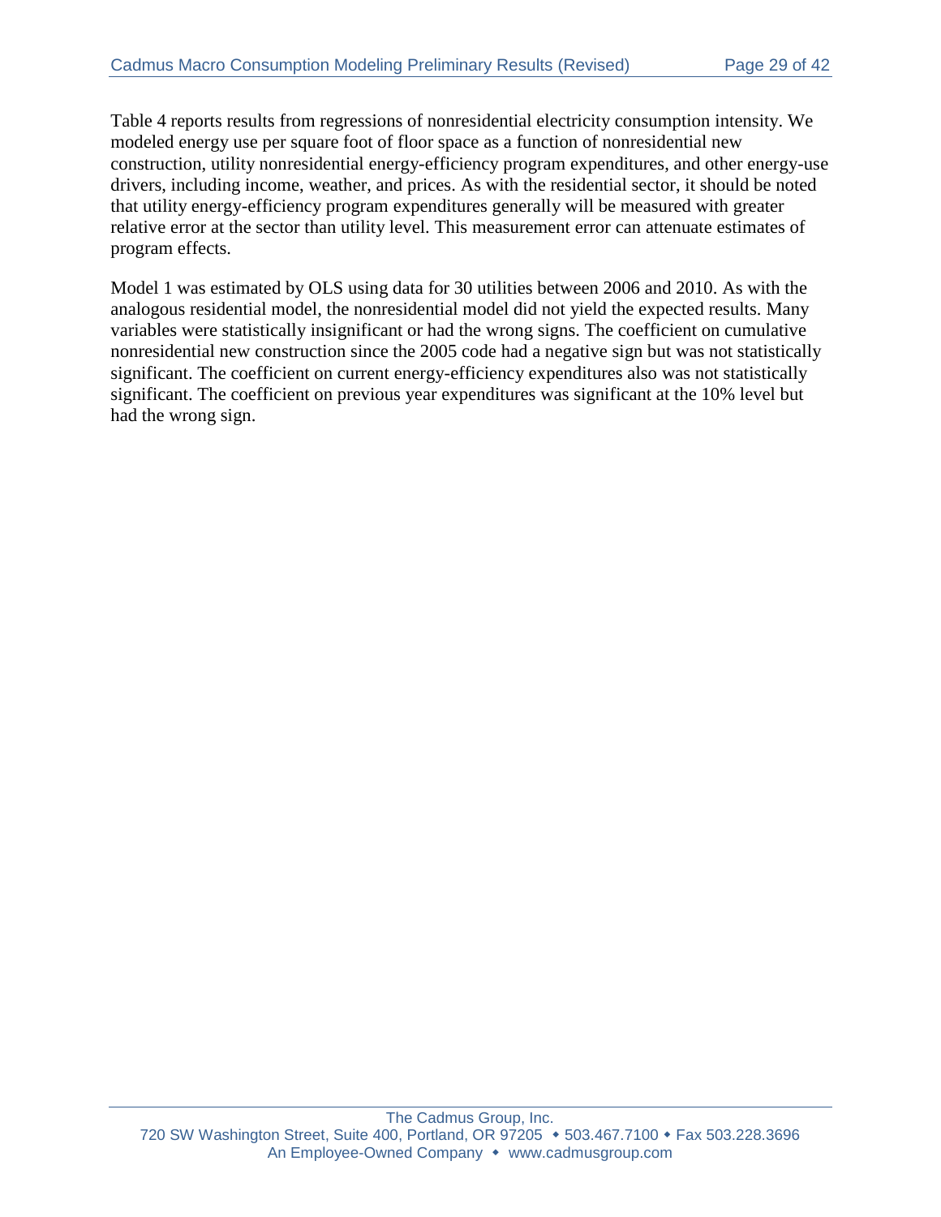Table 4 reports results from regressions of nonresidential electricity consumption intensity. We modeled energy use per square foot of floor space as a function of nonresidential new construction, utility nonresidential energy-efficiency program expenditures, and other energy-use drivers, including income, weather, and prices. As with the residential sector, it should be noted that utility energy-efficiency program expenditures generally will be measured with greater relative error at the sector than utility level. This measurement error can attenuate estimates of program effects.

Model 1 was estimated by OLS using data for 30 utilities between 2006 and 2010. As with the analogous residential model, the nonresidential model did not yield the expected results. Many variables were statistically insignificant or had the wrong signs. The coefficient on cumulative nonresidential new construction since the 2005 code had a negative sign but was not statistically significant. The coefficient on current energy-efficiency expenditures also was not statistically significant. The coefficient on previous year expenditures was significant at the 10% level but had the wrong sign.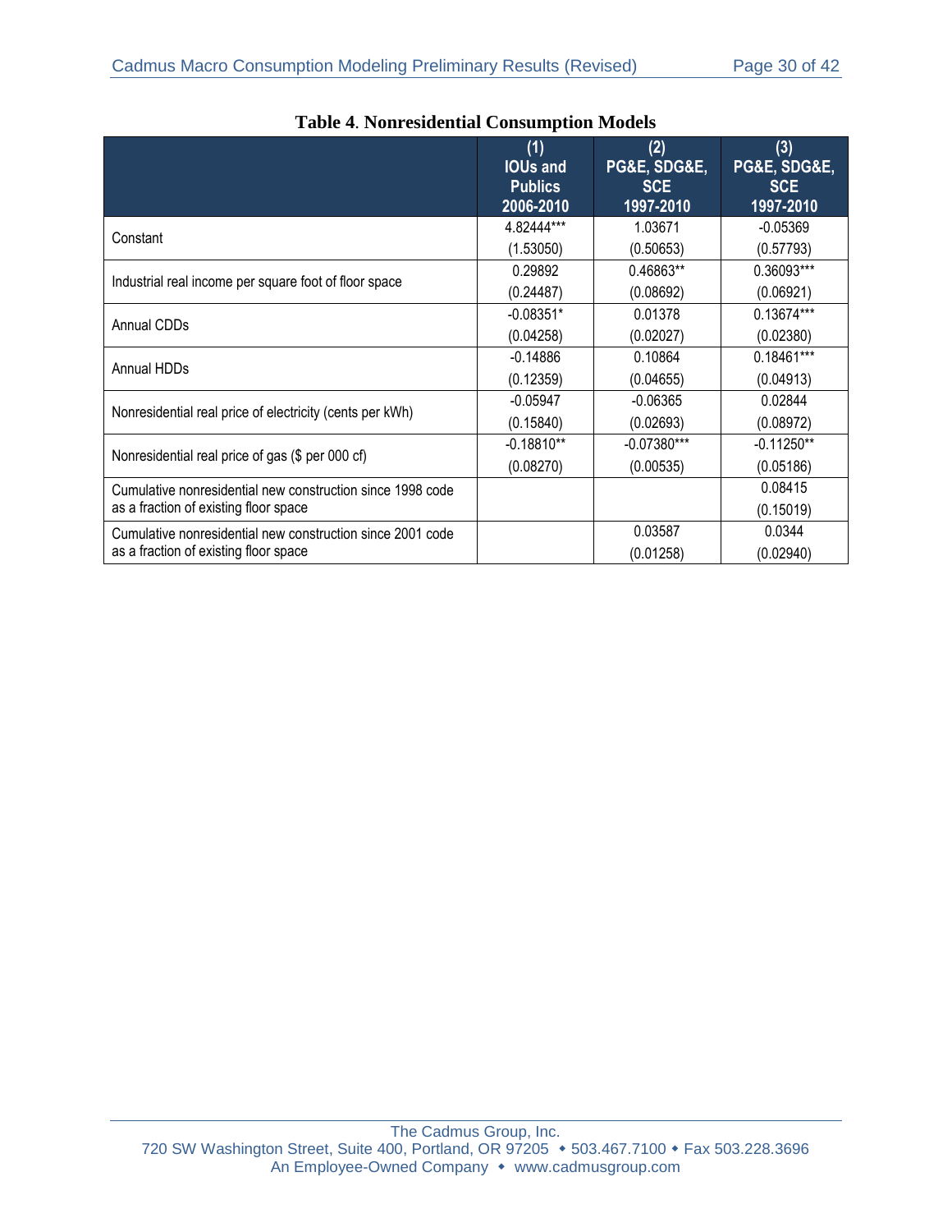**Table 4. Nonresidential Consumption Models**

| | (1) IOUs and Publics 2006-2010 | (2) PG&E, SDG&E, SCE 1997-2010 | (3) PG&E, SDG&E, SCE 1997-2010 |
|---|---|---|---|
| Constant | 4.82444*** | 1.03671 | -0.05369 |
| | (1.53050) | (0.50653) | (0.57793) |
| Industrial real income per square foot of floor space | 0.29892 | 0.46863** | 0.36093*** |
| | (0.24487) | (0.08692) | (0.06921) |
| Annual CDDs | -0.08351* | 0.01378 | 0.13674*** |
| | (0.04258) | (0.02027) | (0.02380) |
| Annual HDDs | -0.14886 | 0.10864 | 0.18461*** |
| | (0.12359) | (0.04655) | (0.04913) |
| Nonresidential real price of electricity (cents per kWh) | -0.05947 | -0.06365 | 0.02844 |
| | (0.15840) | (0.02693) | (0.08972) |
| Nonresidential real price of gas ($ per 000 cf) | -0.18810** | -0.07380*** | -0.11250** |
| | (0.08270) | (0.00535) | (0.05186) |
| Cumulative nonresidential new construction since 1998 code as a fraction of existing floor space | | | 0.08415 |
| | | | (0.15019) |
| Cumulative nonresidential new construction since 2001 code as a fraction of existing floor space | | 0.03587 | 0.0344 |
| | | (0.01258) | (0.02940) |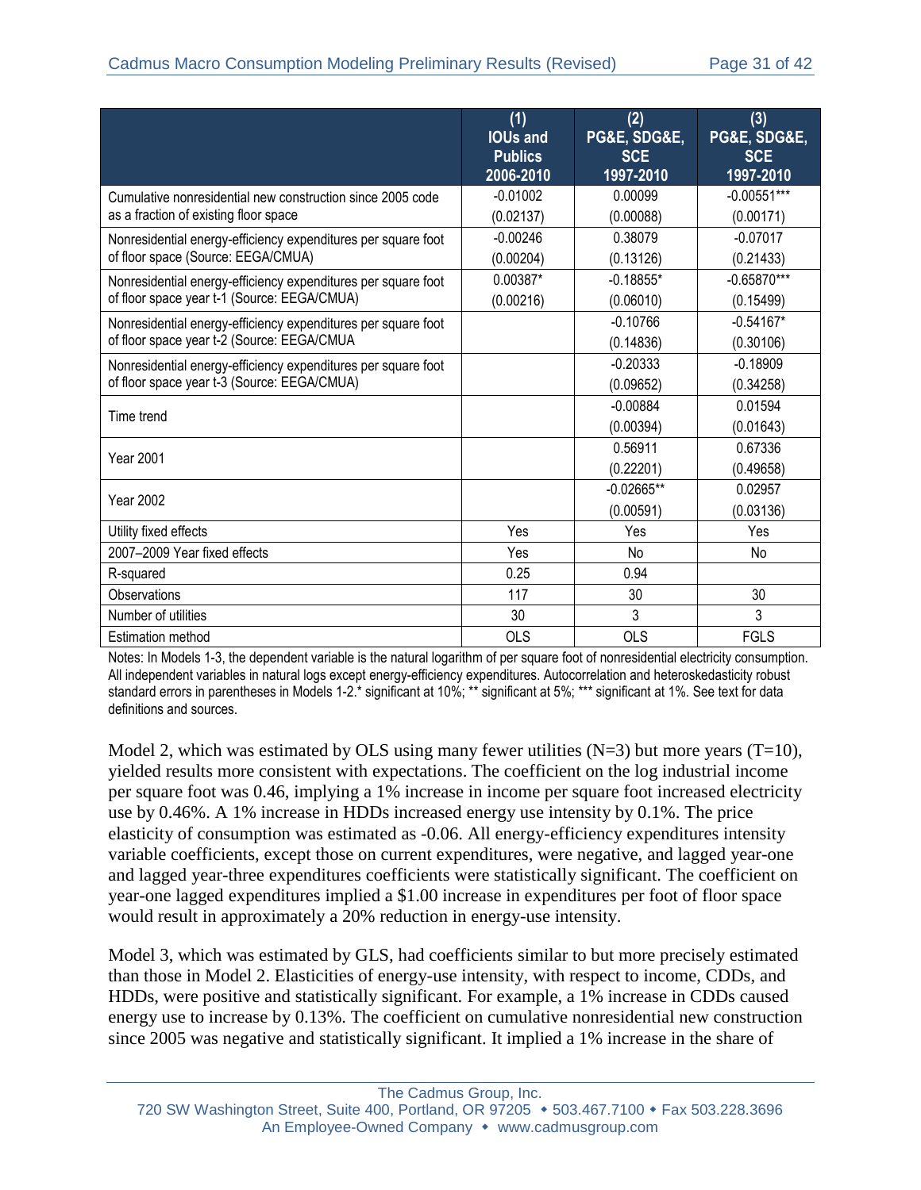| | (1) IOUs and Publics 2006-2010 | (2) PG&E, SDG&E, SCE 1997-2010 | (3) PG&E, SDG&E, SCE 1997-2010 |
|---|---|---|---|
| Cumulative nonresidential new construction since 2005 code as a fraction of existing floor space | -0.01002 (0.02137) | 0.00099 (0.00088) | -0.00551*** (0.00171) |
| Nonresidential energy-efficiency expenditures per square foot of floor space (Source: EEGA/CMUA) | -0.00246 (0.00204) | 0.38079 (0.13126) | -0.07017 (0.21433) |
| Nonresidential energy-efficiency expenditures per square foot of floor space year t-1 (Source: EEGA/CMUA) | 0.00387* (0.00216) | -0.18855* (0.06010) | -0.65870*** (0.15499) |
| Nonresidential energy-efficiency expenditures per square foot of floor space year t-2 (Source: EEGA/CMUA | | -0.10766 (0.14836) | -0.54167* (0.30106) |
| Nonresidential energy-efficiency expenditures per square foot of floor space year t-3 (Source: EEGA/CMUA) | | -0.20333 (0.09652) | -0.18909 (0.34258) |
| Time trend | | -0.00884 (0.00394) | 0.01594 (0.01643) |
| Year 2001 | | 0.56911 (0.22201) | 0.67336 (0.49658) |
| Year 2002 | | -0.02665** (0.00591) | 0.02957 (0.03136) |
| Utility fixed effects | Yes | Yes | Yes |
| 2007–2009 Year fixed effects | Yes | No | No |
| R-squared | 0.25 | 0.94 | |
| Observations | 117 | 30 | 30 |
| Number of utilities | 30 | 3 | 3 |
| Estimation method | OLS | OLS | FGLS |

Notes: In Models 1-3, the dependent variable is the natural logarithm of per square foot of nonresidential electricity consumption. All independent variables in natural logs except energy-efficiency expenditures. Autocorrelation and heteroskedasticity robust standard errors in parentheses in Models 1-2.* significant at 10%; ** significant at 5%; *** significant at 1%. See text for data definitions and sources.

Model 2, which was estimated by OLS using many fewer utilities (N=3) but more years (T=10), yielded results more consistent with expectations. The coefficient on the log industrial income per square foot was 0.46, implying a 1% increase in income per square foot increased electricity use by 0.46%. A 1% increase in HDDs increased energy use intensity by 0.1%. The price elasticity of consumption was estimated as -0.06. All energy-efficiency expenditures intensity variable coefficients, except those on current expenditures, were negative, and lagged year-one and lagged year-three expenditures coefficients were statistically significant. The coefficient on year-one lagged expenditures implied a $1.00 increase in expenditures per foot of floor space would result in approximately a 20% reduction in energy-use intensity.

Model 3, which was estimated by GLS, had coefficients similar to but more precisely estimated than those in Model 2. Elasticities of energy-use intensity, with respect to income, CDDs, and HDDs, were positive and statistically significant. For example, a 1% increase in CDDs caused energy use to increase by 0.13%. The coefficient on cumulative nonresidential new construction since 2005 was negative and statistically significant. It implied a 1% increase in the share of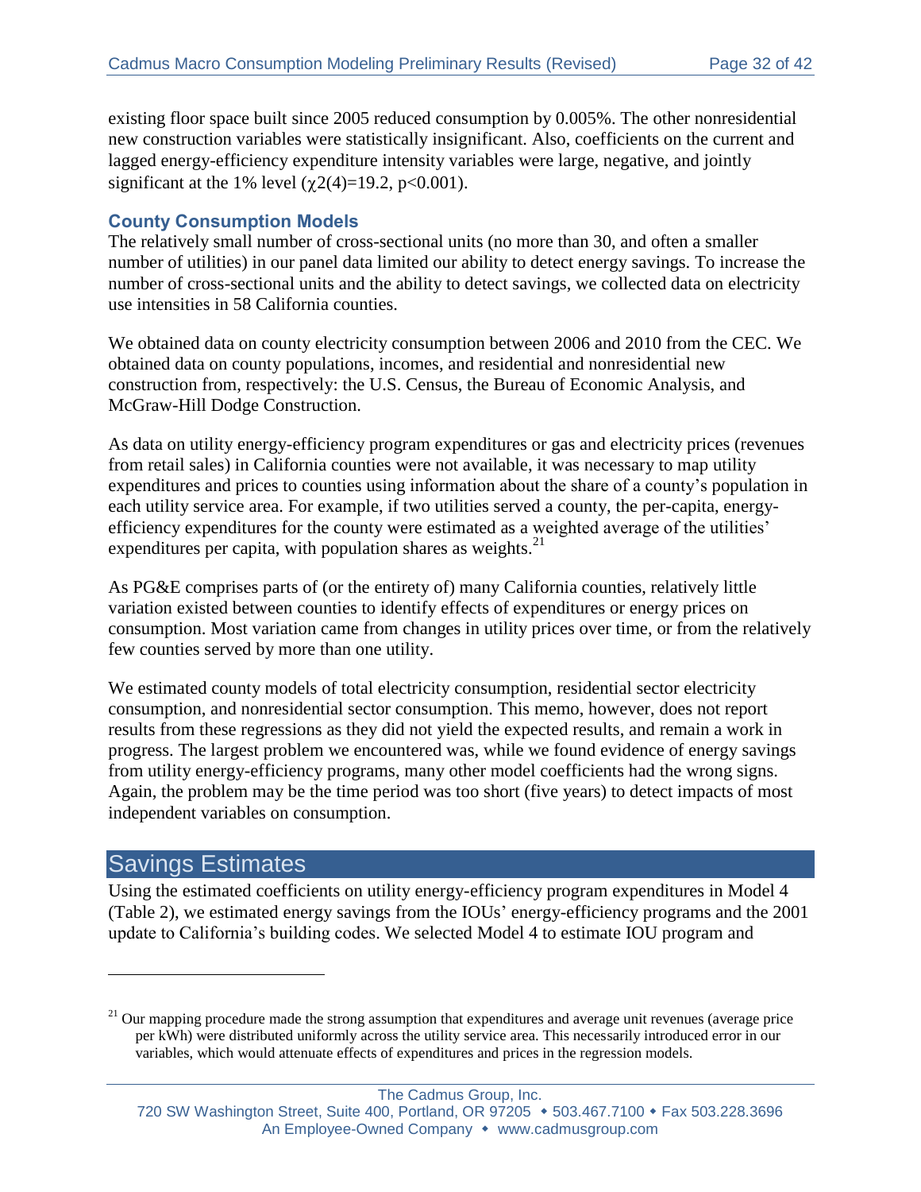existing floor space built since 2005 reduced consumption by 0.005%. The other nonresidential new construction variables were statistically insignificant. Also, coefficients on the current and lagged energy-efficiency expenditure intensity variables were large, negative, and jointly significant at the 1% level ($\chi 2(4)=19.2$, $p<0.001$).

### County Consumption Models

The relatively small number of cross-sectional units (no more than 30, and often a smaller number of utilities) in our panel data limited our ability to detect energy savings. To increase the number of cross-sectional units and the ability to detect savings, we collected data on electricity use intensities in 58 California counties.

We obtained data on county electricity consumption between 2006 and 2010 from the CEC. We obtained data on county populations, incomes, and residential and nonresidential new construction from, respectively: the U.S. Census, the Bureau of Economic Analysis, and McGraw-Hill Dodge Construction.

As data on utility energy-efficiency program expenditures or gas and electricity prices (revenues from retail sales) in California counties were not available, it was necessary to map utility expenditures and prices to counties using information about the share of a county's population in each utility service area. For example, if two utilities served a county, the per-capita, energy-efficiency expenditures for the county were estimated as a weighted average of the utilities' expenditures per capita, with population shares as weights.[21]

As PG&E comprises parts of (or the entirety of) many California counties, relatively little variation existed between counties to identify effects of expenditures or energy prices on consumption. Most variation came from changes in utility prices over time, or from the relatively few counties served by more than one utility.

We estimated county models of total electricity consumption, residential sector electricity consumption, and nonresidential sector consumption. This memo, however, does not report results from these regressions as they did not yield the expected results, and remain a work in progress. The largest problem we encountered was, while we found evidence of energy savings from utility energy-efficiency programs, many other model coefficients had the wrong signs. Again, the problem may be the time period was too short (five years) to detect impacts of most independent variables on consumption.

## Savings Estimates

Using the estimated coefficients on utility energy-efficiency program expenditures in Model 4 (Table 2), we estimated energy savings from the IOUs' energy-efficiency programs and the 2001 update to California's building codes. We selected Model 4 to estimate IOU program and

---

[21] Our mapping procedure made the strong assumption that expenditures and average unit revenues (average price per kWh) were distributed uniformly across the utility service area. This necessarily introduced error in our variables, which would attenuate effects of expenditures and prices in the regression models.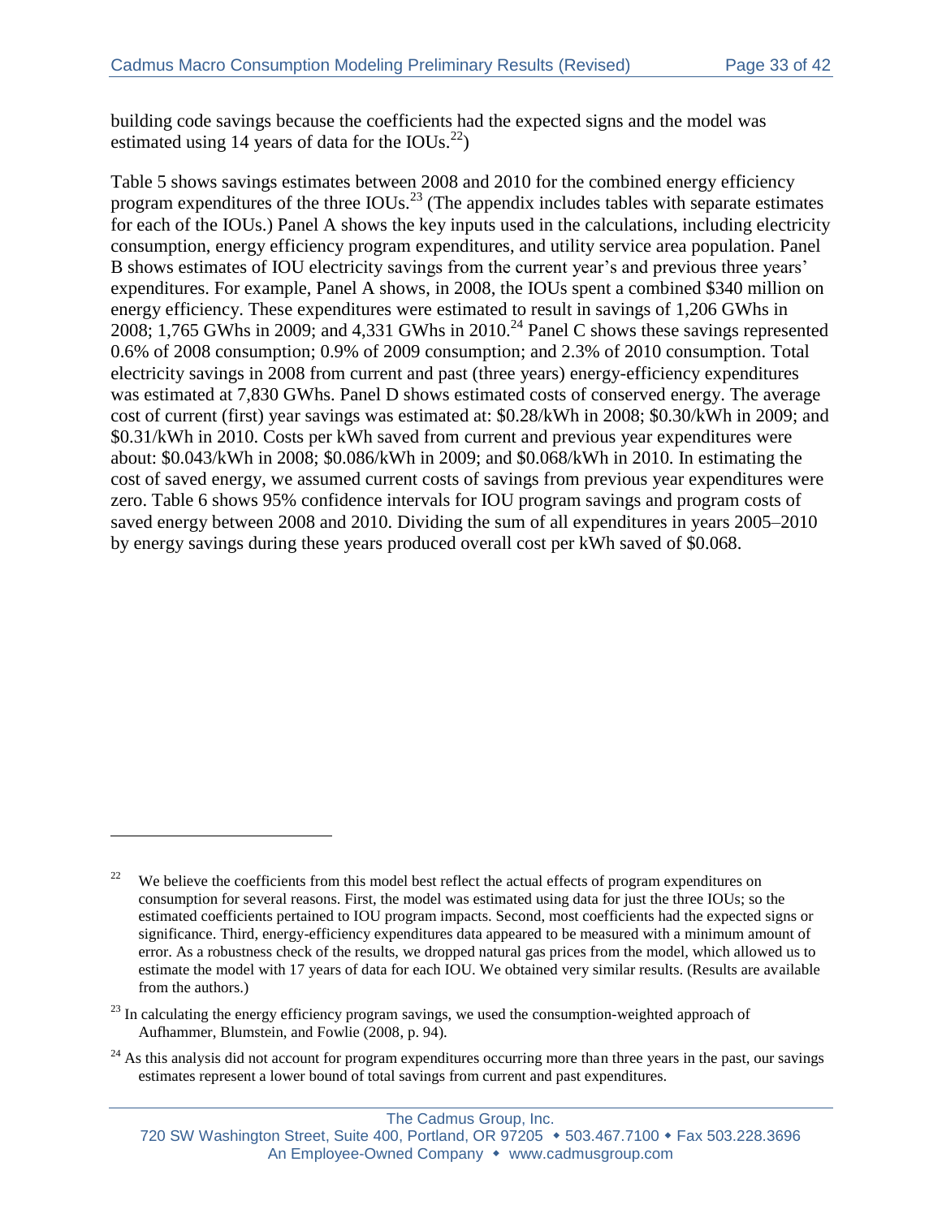building code savings because the coefficients had the expected signs and the model was estimated using 14 years of data for the IOUs.[22])

Table 5 shows savings estimates between 2008 and 2010 for the combined energy efficiency program expenditures of the three IOUs.[23] (The appendix includes tables with separate estimates for each of the IOUs.) Panel A shows the key inputs used in the calculations, including electricity consumption, energy efficiency program expenditures, and utility service area population. Panel B shows estimates of IOU electricity savings from the current year's and previous three years' expenditures. For example, Panel A shows, in 2008, the IOUs spent a combined $340 million on energy efficiency. These expenditures were estimated to result in savings of 1,206 GWhs in 2008; 1,765 GWhs in 2009; and 4,331 GWhs in 2010.[24] Panel C shows these savings represented 0.6% of 2008 consumption; 0.9% of 2009 consumption; and 2.3% of 2010 consumption. Total electricity savings in 2008 from current and past (three years) energy-efficiency expenditures was estimated at 7,830 GWhs. Panel D shows estimated costs of conserved energy. The average cost of current (first) year savings was estimated at: $0.28/kWh in 2008; $0.30/kWh in 2009; and $0.31/kWh in 2010. Costs per kWh saved from current and previous year expenditures were about: $0.043/kWh in 2008; $0.086/kWh in 2009; and $0.068/kWh in 2010. In estimating the cost of saved energy, we assumed current costs of savings from previous year expenditures were zero. Table 6 shows 95% confidence intervals for IOU program savings and program costs of saved energy between 2008 and 2010. Dividing the sum of all expenditures in years 2005–2010 by energy savings during these years produced overall cost per kWh saved of $0.068.

---

[22] We believe the coefficients from this model best reflect the actual effects of program expenditures on consumption for several reasons. First, the model was estimated using data for just the three IOUs; so the estimated coefficients pertained to IOU program impacts. Second, most coefficients had the expected signs or significance. Third, energy-efficiency expenditures data appeared to be measured with a minimum amount of error. As a robustness check of the results, we dropped natural gas prices from the model, which allowed us to estimate the model with 17 years of data for each IOU. We obtained very similar results. (Results are available from the authors.)

[23] In calculating the energy efficiency program savings, we used the consumption-weighted approach of Aufhammer, Blumstein, and Fowlie (2008, p. 94).

[24] As this analysis did not account for program expenditures occurring more than three years in the past, our savings estimates represent a lower bound of total savings from current and past expenditures.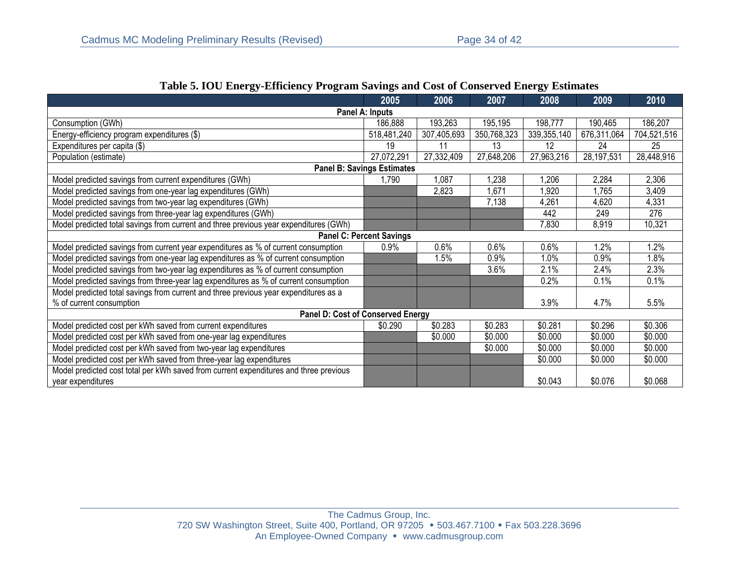**Table 5. IOU Energy-Efficiency Program Savings and Cost of Conserved Energy Estimates**

| | 2005 | 2006 | 2007 | 2008 | 2009 | 2010 |
|---|---|---|---|---|---|---|
| **Panel A: Inputs** | | | | | | |
| Consumption (GWh) | 186,888 | 193,263 | 195,195 | 198,777 | 190,465 | 186,207 |
| Energy-efficiency program expenditures ($) | 518,481,240 | 307,405,693 | 350,768,323 | 339,355,140 | 676,311,064 | 704,521,516 |
| Expenditures per capita ($) | 19 | 11 | 13 | 12 | 24 | 25 |
| Population (estimate) | 27,072,291 | 27,332,409 | 27,648,206 | 27,963,216 | 28,197,531 | 28,448,916 |
| **Panel B: Savings Estimates** | | | | | | |
| Model predicted savings from current expenditures (GWh) | 1,790 | 1,087 | 1,238 | 1,206 | 2,284 | 2,306 |
| Model predicted savings from one-year lag expenditures (GWh) | | 2,823 | 1,671 | 1,920 | 1,765 | 3,409 |
| Model predicted savings from two-year lag expenditures (GWh) | | | 7,138 | 4,261 | 4,620 | 4,331 |
| Model predicted savings from three-year lag expenditures (GWh) | | | | 442 | 249 | 276 |
| Model predicted total savings from current and three previous year expenditures (GWh) | | | | 7,830 | 8,919 | 10,321 |
| **Panel C: Percent Savings** | | | | | | |
| Model predicted savings from current year expenditures as % of current consumption | 0.9% | 0.6% | 0.6% | 0.6% | 1.2% | 1.2% |
| Model predicted savings from one-year lag expenditures as % of current consumption | | 1.5% | 0.9% | 1.0% | 0.9% | 1.8% |
| Model predicted savings from two-year lag expenditures as % of current consumption | | | 3.6% | 2.1% | 2.4% | 2.3% |
| Model predicted savings from three-year lag expenditures as % of current consumption | | | | 0.2% | 0.1% | 0.1% |
| Model predicted total savings from current and three previous year expenditures as a % of current consumption | | | | 3.9% | 4.7% | 5.5% |
| **Panel D: Cost of Conserved Energy** | | | | | | |
| Model predicted cost per kWh saved from current expenditures | $0.290 | $0.283 | $0.283 | $0.281 | $0.296 | $0.306 |
| Model predicted cost per kWh saved from one-year lag expenditures | | $0.000 | $0.000 | $0.000 | $0.000 | $0.000 |
| Model predicted cost per kWh saved from two-year lag expenditures | | | $0.000 | $0.000 | $0.000 | $0.000 |
| Model predicted cost per kWh saved from three-year lag expenditures | | | | $0.000 | $0.000 | $0.000 |
| Model predicted cost total per kWh saved from current expenditures and three previous year expenditures | | | | $0.043 | $0.076 | $0.068 |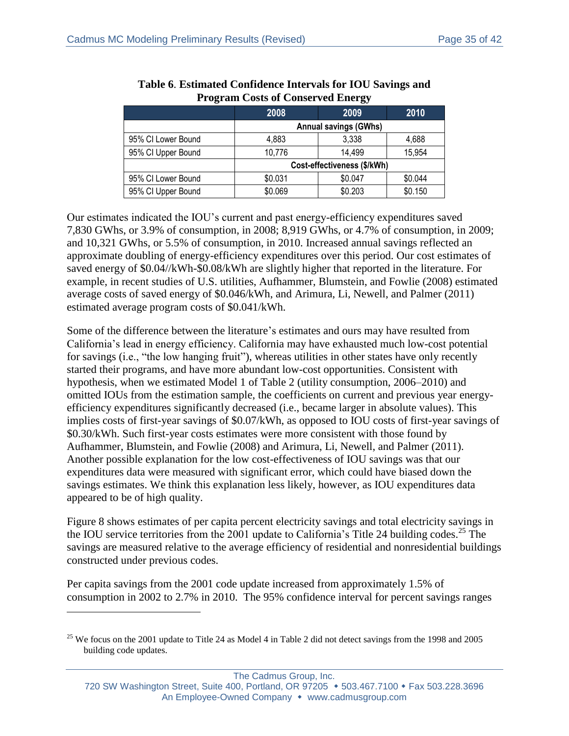**Table 6. Estimated Confidence Intervals for IOU Savings and Program Costs of Conserved Energy**

| | 2008 | 2009 | 2010 |
|---|---|---|---|
| | Annual savings (GWhs) | | |
| 95% CI Lower Bound | 4,883 | 3,338 | 4,688 |
| 95% CI Upper Bound | 10,776 | 14,499 | 15,954 |
| | Cost-effectiveness ($/kWh) | | |
| 95% CI Lower Bound | $0.031 | $0.047 | $0.044 |
| 95% CI Upper Bound | $0.069 | $0.203 | $0.150 |

Our estimates indicated the IOU's current and past energy-efficiency expenditures saved 7,830 GWhs, or 3.9% of consumption, in 2008; 8,919 GWhs, or 4.7% of consumption, in 2009; and 10,321 GWhs, or 5.5% of consumption, in 2010. Increased annual savings reflected an approximate doubling of energy-efficiency expenditures over this period. Our cost estimates of saved energy of $0.04//kWh-$0.08/kWh are slightly higher that reported in the literature. For example, in recent studies of U.S. utilities, Aufhammer, Blumstein, and Fowlie (2008) estimated average costs of saved energy of $0.046/kWh, and Arimura, Li, Newell, and Palmer (2011) estimated average program costs of $0.041/kWh.

Some of the difference between the literature's estimates and ours may have resulted from California's lead in energy efficiency. California may have exhausted much low-cost potential for savings (i.e., "the low hanging fruit"), whereas utilities in other states have only recently started their programs, and have more abundant low-cost opportunities. Consistent with hypothesis, when we estimated Model 1 of Table 2 (utility consumption, 2006–2010) and omitted IOUs from the estimation sample, the coefficients on current and previous year energy-efficiency expenditures significantly decreased (i.e., became larger in absolute values). This implies costs of first-year savings of $0.07/kWh, as opposed to IOU costs of first-year savings of $0.30/kWh. Such first-year costs estimates were more consistent with those found by Aufhammer, Blumstein, and Fowlie (2008) and Arimura, Li, Newell, and Palmer (2011). Another possible explanation for the low cost-effectiveness of IOU savings was that our expenditures data were measured with significant error, which could have biased down the savings estimates. We think this explanation less likely, however, as IOU expenditures data appeared to be of high quality.

Figure 8 shows estimates of per capita percent electricity savings and total electricity savings in the IOU service territories from the 2001 update to California's Title 24 building codes.[25] The savings are measured relative to the average efficiency of residential and nonresidential buildings constructed under previous codes.

Per capita savings from the 2001 code update increased from approximately 1.5% of consumption in 2002 to 2.7% in 2010. The 95% confidence interval for percent savings ranges

[25] We focus on the 2001 update to Title 24 as Model 4 in Table 2 did not detect savings from the 1998 and 2005 building code updates.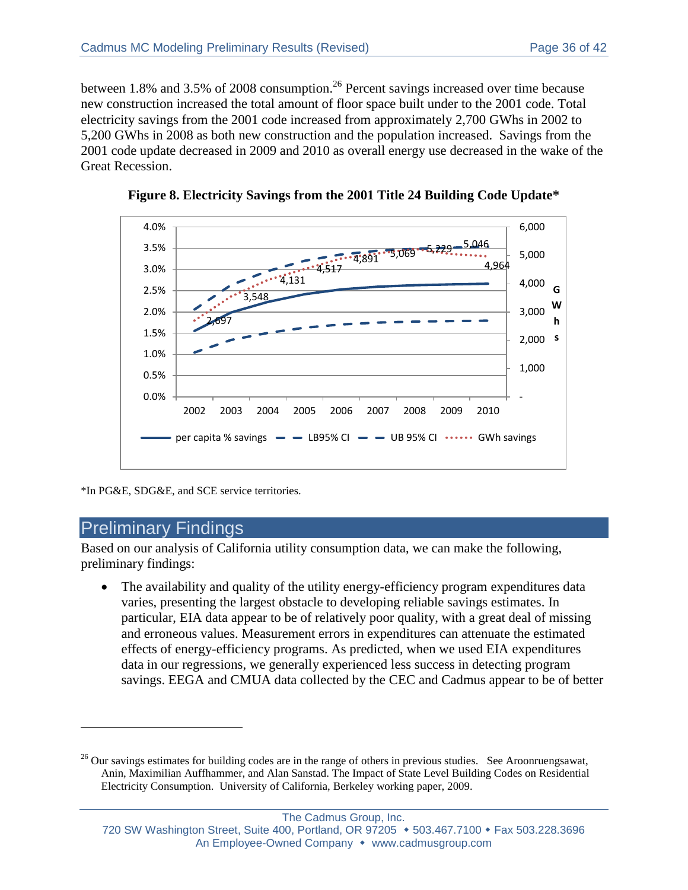between 1.8% and 3.5% of 2008 consumption.[26] Percent savings increased over time because new construction increased the total amount of floor space built under to the 2001 code. Total electricity savings from the 2001 code increased from approximately 2,700 GWhs in 2002 to 5,200 GWhs in 2008 as both new construction and the population increased. Savings from the 2001 code update decreased in 2009 and 2010 as overall energy use decreased in the wake of the Great Recession.

**Figure 8. Electricity Savings from the 2001 Title 24 Building Code Update***

*In PG&E, SDG&E, and SCE service territories.

## Preliminary Findings

Based on our analysis of California utility consumption data, we can make the following, preliminary findings:

- The availability and quality of the utility energy-efficiency program expenditures data varies, presenting the largest obstacle to developing reliable savings estimates. In particular, EIA data appear to be of relatively poor quality, with a great deal of missing and erroneous values. Measurement errors in expenditures can attenuate the estimated effects of energy-efficiency programs. As predicted, when we used EIA expenditures data in our regressions, we generally experienced less success in detecting program savings. EEGA and CMUA data collected by the CEC and Cadmus appear to be of better

[26] Our savings estimates for building codes are in the range of others in previous studies. See Aroonruengsawat, Anin, Maximilian Auffhammer, and Alan Sanstad. The Impact of State Level Building Codes on Residential Electricity Consumption. University of California, Berkeley working paper, 2009.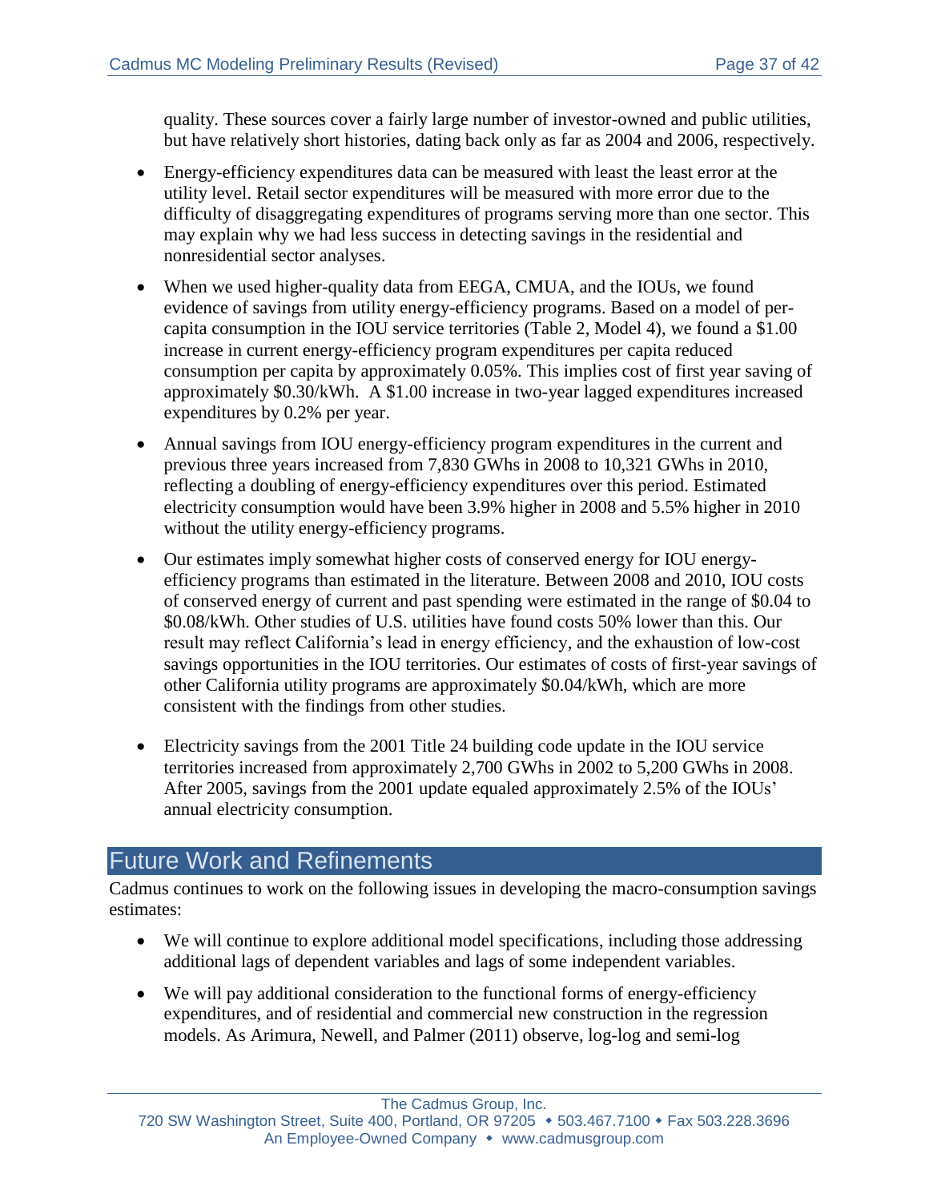quality. These sources cover a fairly large number of investor-owned and public utilities, but have relatively short histories, dating back only as far as 2004 and 2006, respectively.

- Energy-efficiency expenditures data can be measured with least the least error at the utility level. Retail sector expenditures will be measured with more error due to the difficulty of disaggregating expenditures of programs serving more than one sector. This may explain why we had less success in detecting savings in the residential and nonresidential sector analyses.

- When we used higher-quality data from EEGA, CMUA, and the IOUs, we found evidence of savings from utility energy-efficiency programs. Based on a model of per-capita consumption in the IOU service territories (Table 2, Model 4), we found a $1.00 increase in current energy-efficiency program expenditures per capita reduced consumption per capita by approximately 0.05%. This implies cost of first year saving of approximately $0.30/kWh. A $1.00 increase in two-year lagged expenditures increased expenditures by 0.2% per year.

- Annual savings from IOU energy-efficiency program expenditures in the current and previous three years increased from 7,830 GWhs in 2008 to 10,321 GWhs in 2010, reflecting a doubling of energy-efficiency expenditures over this period. Estimated electricity consumption would have been 3.9% higher in 2008 and 5.5% higher in 2010 without the utility energy-efficiency programs.

- Our estimates imply somewhat higher costs of conserved energy for IOU energy-efficiency programs than estimated in the literature. Between 2008 and 2010, IOU costs of conserved energy of current and past spending were estimated in the range of $0.04 to $0.08/kWh. Other studies of U.S. utilities have found costs 50% lower than this. Our result may reflect California's lead in energy efficiency, and the exhaustion of low-cost savings opportunities in the IOU territories. Our estimates of costs of first-year savings of other California utility programs are approximately $0.04/kWh, which are more consistent with the findings from other studies.

- Electricity savings from the 2001 Title 24 building code update in the IOU service territories increased from approximately 2,700 GWhs in 2002 to 5,200 GWhs in 2008. After 2005, savings from the 2001 update equaled approximately 2.5% of the IOUs' annual electricity consumption.

# Future Work and Refinements

Cadmus continues to work on the following issues in developing the macro-consumption savings estimates:

- We will continue to explore additional model specifications, including those addressing additional lags of dependent variables and lags of some independent variables.

- We will pay additional consideration to the functional forms of energy-efficiency expenditures, and of residential and commercial new construction in the regression models. As Arimura, Newell, and Palmer (2011) observe, log-log and semi-log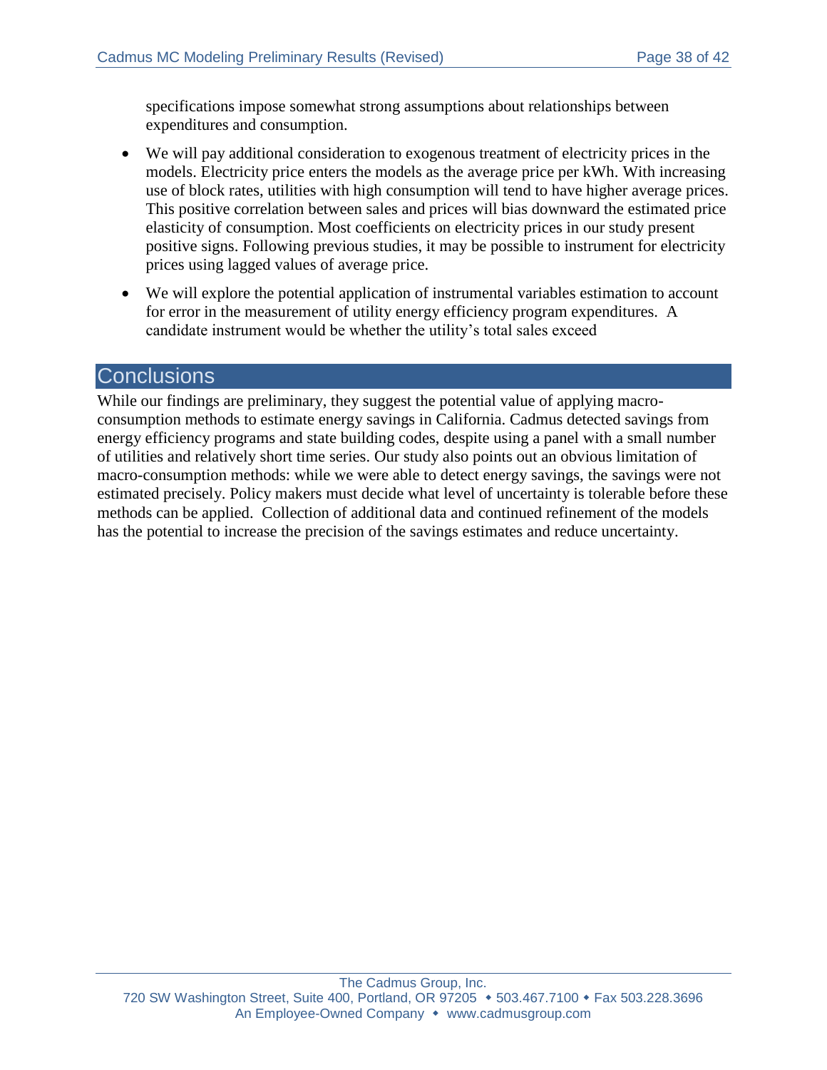specifications impose somewhat strong assumptions about relationships between expenditures and consumption.

- We will pay additional consideration to exogenous treatment of electricity prices in the models. Electricity price enters the models as the average price per kWh. With increasing use of block rates, utilities with high consumption will tend to have higher average prices. This positive correlation between sales and prices will bias downward the estimated price elasticity of consumption. Most coefficients on electricity prices in our study present positive signs. Following previous studies, it may be possible to instrument for electricity prices using lagged values of average price.
- We will explore the potential application of instrumental variables estimation to account for error in the measurement of utility energy efficiency program expenditures. A candidate instrument would be whether the utility's total sales exceed

# Conclusions

While our findings are preliminary, they suggest the potential value of applying macro-consumption methods to estimate energy savings in California. Cadmus detected savings from energy efficiency programs and state building codes, despite using a panel with a small number of utilities and relatively short time series. Our study also points out an obvious limitation of macro-consumption methods: while we were able to detect energy savings, the savings were not estimated precisely. Policy makers must decide what level of uncertainty is tolerable before these methods can be applied. Collection of additional data and continued refinement of the models has the potential to increase the precision of the savings estimates and reduce uncertainty.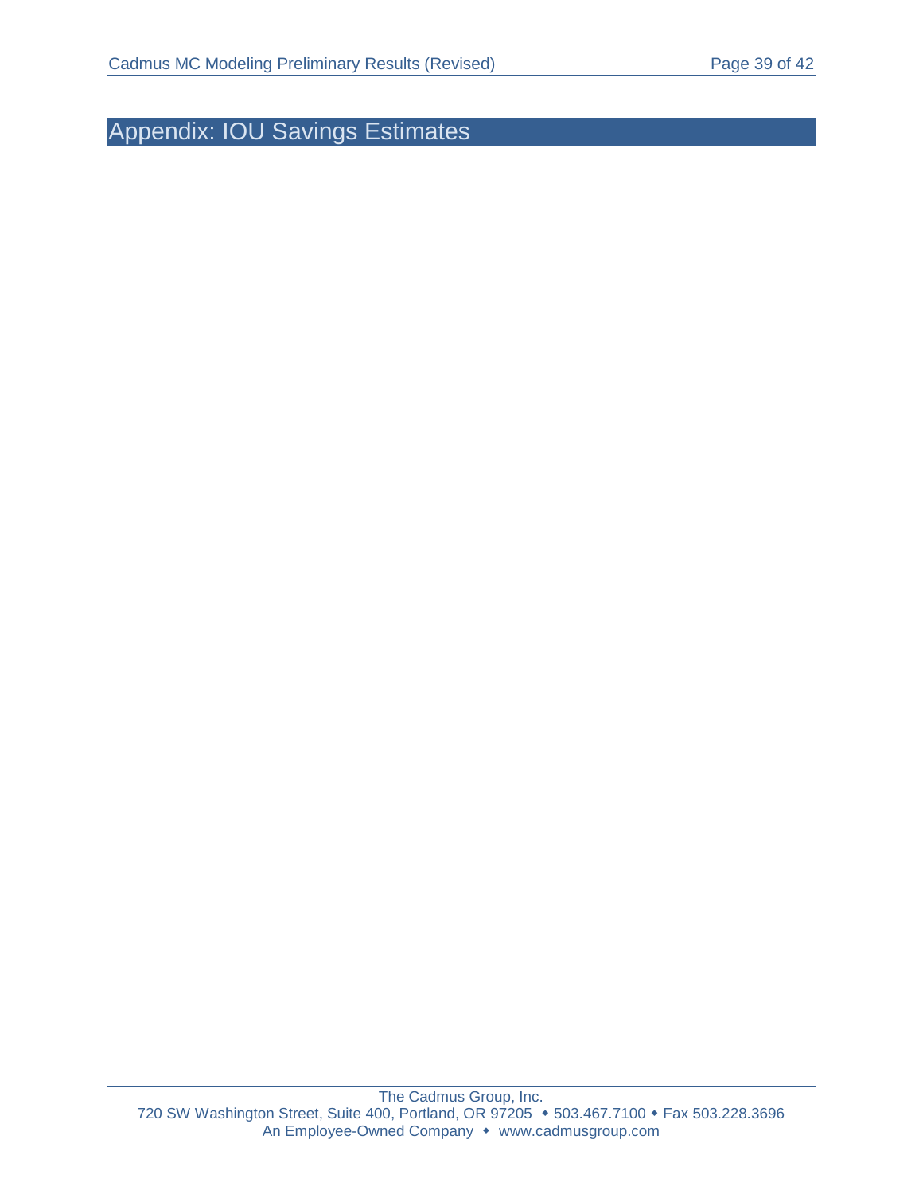# Appendix: IOU Savings Estimates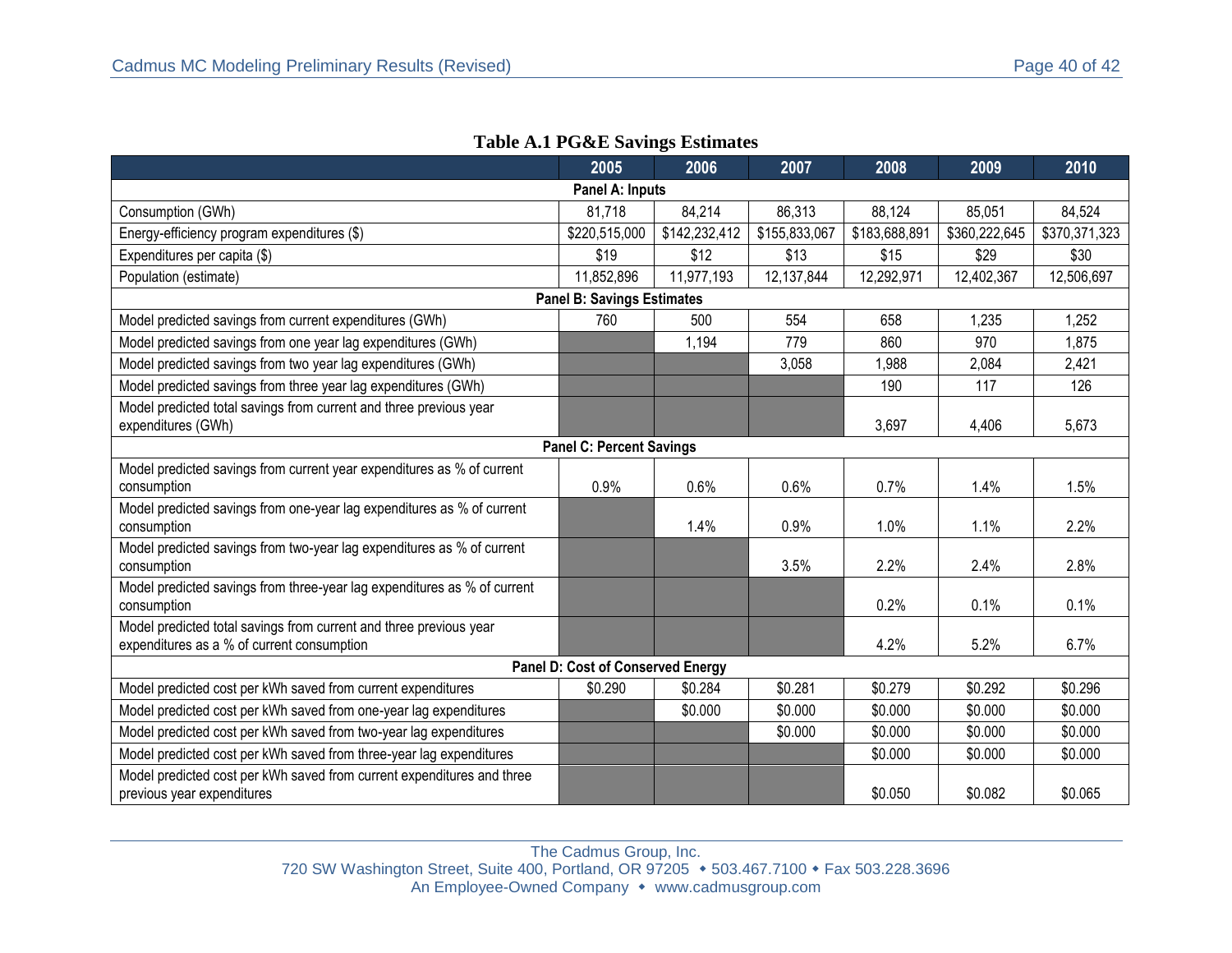**Table A.1 PG&E Savings Estimates**

| | 2005 | 2006 | 2007 | 2008 | 2009 | 2010 |
|---|---|---|---|---|---|---|
| **Panel A: Inputs** | | | | | | |
| Consumption (GWh) | 81,718 | 84,214 | 86,313 | 88,124 | 85,051 | 84,524 |
| Energy-efficiency program expenditures ($) | $220,515,000 | $142,232,412 | $155,833,067 | $183,688,891 | $360,222,645 | $370,371,323 |
| Expenditures per capita ($) | $19 | $12 | $13 | $15 | $29 | $30 |
| Population (estimate) | 11,852,896 | 11,977,193 | 12,137,844 | 12,292,971 | 12,402,367 | 12,506,697 |
| **Panel B: Savings Estimates** | | | | | | |
| Model predicted savings from current expenditures (GWh) | 760 | 500 | 554 | 658 | 1,235 | 1,252 |
| Model predicted savings from one year lag expenditures (GWh) | | 1,194 | 779 | 860 | 970 | 1,875 |
| Model predicted savings from two year lag expenditures (GWh) | | | 3,058 | 1,988 | 2,084 | 2,421 |
| Model predicted savings from three year lag expenditures (GWh) | | | | 190 | 117 | 126 |
| Model predicted total savings from current and three previous year expenditures (GWh) | | | | 3,697 | 4,406 | 5,673 |
| **Panel C: Percent Savings** | | | | | | |
| Model predicted savings from current year expenditures as % of current consumption | 0.9% | 0.6% | 0.6% | 0.7% | 1.4% | 1.5% |
| Model predicted savings from one-year lag expenditures as % of current consumption | | 1.4% | 0.9% | 1.0% | 1.1% | 2.2% |
| Model predicted savings from two-year lag expenditures as % of current consumption | | | 3.5% | 2.2% | 2.4% | 2.8% |
| Model predicted savings from three-year lag expenditures as % of current consumption | | | | 0.2% | 0.1% | 0.1% |
| Model predicted total savings from current and three previous year expenditures as a % of current consumption | | | | 4.2% | 5.2% | 6.7% |
| **Panel D: Cost of Conserved Energy** | | | | | | |
| Model predicted cost per kWh saved from current expenditures | $0.290 | $0.284 | $0.281 | $0.279 | $0.292 | $0.296 |
| Model predicted cost per kWh saved from one-year lag expenditures | | $0.000 | $0.000 | $0.000 | $0.000 | $0.000 |
| Model predicted cost per kWh saved from two-year lag expenditures | | | $0.000 | $0.000 | $0.000 | $0.000 |
| Model predicted cost per kWh saved from three-year lag expenditures | | | | $0.000 | $0.000 | $0.000 |
| Model predicted cost per kWh saved from current expenditures and three previous year expenditures | | | | $0.050 | $0.082 | $0.065 |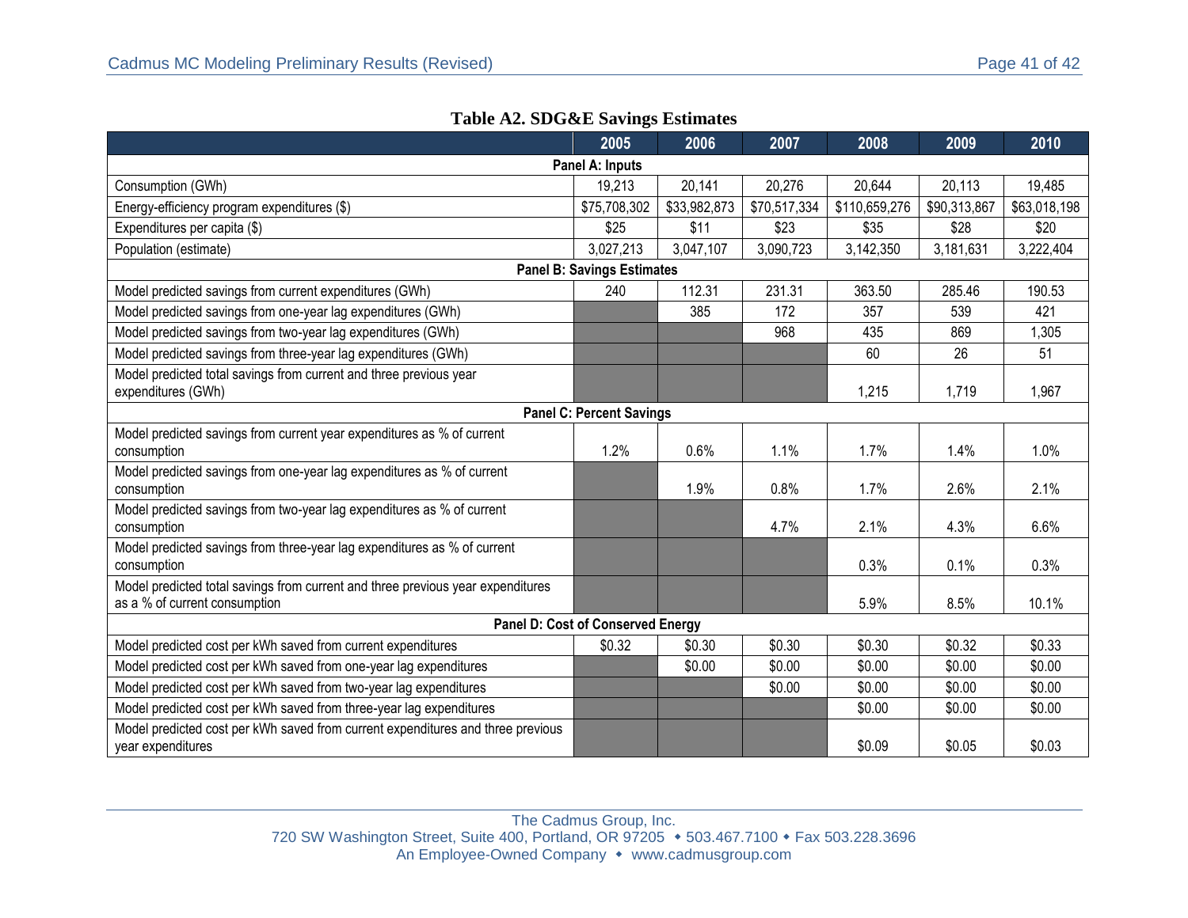**Table A2. SDG&E Savings Estimates**

| | 2005 | 2006 | 2007 | 2008 | 2009 | 2010 |
|---|---|---|---|---|---|---|
| **Panel A: Inputs** | | | | | | |
| Consumption (GWh) | 19,213 | 20,141 | 20,276 | 20,644 | 20,113 | 19,485 |
| Energy-efficiency program expenditures ($) | $75,708,302 | $33,982,873 | $70,517,334 | $110,659,276 | $90,313,867 | $63,018,198 |
| Expenditures per capita ($) | $25 | $11 | $23 | $35 | $28 | $20 |
| Population (estimate) | 3,027,213 | 3,047,107 | 3,090,723 | 3,142,350 | 3,181,631 | 3,222,404 |
| **Panel B: Savings Estimates** | | | | | | |
| Model predicted savings from current expenditures (GWh) | 240 | 112.31 | 231.31 | 363.50 | 285.46 | 190.53 |
| Model predicted savings from one-year lag expenditures (GWh) | | 385 | 172 | 357 | 539 | 421 |
| Model predicted savings from two-year lag expenditures (GWh) | | | 968 | 435 | 869 | 1,305 |
| Model predicted savings from three-year lag expenditures (GWh) | | | | 60 | 26 | 51 |
| Model predicted total savings from current and three previous year expenditures (GWh) | | | | 1,215 | 1,719 | 1,967 |
| **Panel C: Percent Savings** | | | | | | |
| Model predicted savings from current year expenditures as % of current consumption | 1.2% | 0.6% | 1.1% | 1.7% | 1.4% | 1.0% |
| Model predicted savings from one-year lag expenditures as % of current consumption | | 1.9% | 0.8% | 1.7% | 2.6% | 2.1% |
| Model predicted savings from two-year lag expenditures as % of current consumption | | | 4.7% | 2.1% | 4.3% | 6.6% |
| Model predicted savings from three-year lag expenditures as % of current consumption | | | | 0.3% | 0.1% | 0.3% |
| Model predicted total savings from current and three previous year expenditures as a % of current consumption | | | | 5.9% | 8.5% | 10.1% |
| **Panel D: Cost of Conserved Energy** | | | | | | |
| Model predicted cost per kWh saved from current expenditures | $0.32 | $0.30 | $0.30 | $0.30 | $0.32 | $0.33 |
| Model predicted cost per kWh saved from one-year lag expenditures | | $0.00 | $0.00 | $0.00 | $0.00 | $0.00 |
| Model predicted cost per kWh saved from two-year lag expenditures | | | $0.00 | $0.00 | $0.00 | $0.00 |
| Model predicted cost per kWh saved from three-year lag expenditures | | | | $0.00 | $0.00 | $0.00 |
| Model predicted cost per kWh saved from current expenditures and three previous year expenditures | | | | $0.09 | $0.05 | $0.03 |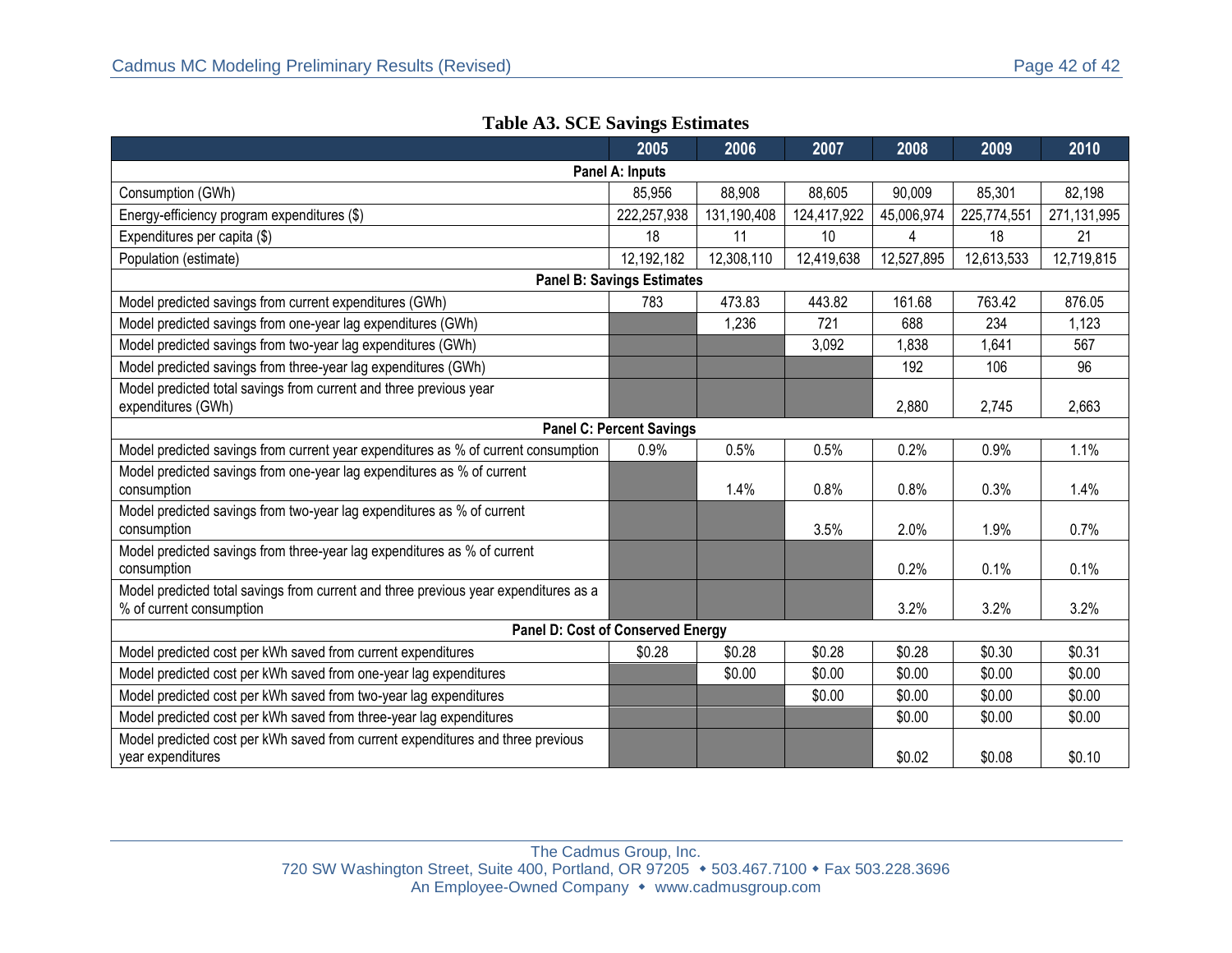**Table A3. SCE Savings Estimates**

| | 2005 | 2006 | 2007 | 2008 | 2009 | 2010 |
|---|---|---|---|---|---|---|
| **Panel A: Inputs** | | | | | | |
| Consumption (GWh) | 85,956 | 88,908 | 88,605 | 90,009 | 85,301 | 82,198 |
| Energy-efficiency program expenditures ($) | 222,257,938 | 131,190,408 | 124,417,922 | 45,006,974 | 225,774,551 | 271,131,995 |
| Expenditures per capita ($) | 18 | 11 | 10 | 4 | 18 | 21 |
| Population (estimate) | 12,192,182 | 12,308,110 | 12,419,638 | 12,527,895 | 12,613,533 | 12,719,815 |
| **Panel B: Savings Estimates** | | | | | | |
| Model predicted savings from current expenditures (GWh) | 783 | 473.83 | 443.82 | 161.68 | 763.42 | 876.05 |
| Model predicted savings from one-year lag expenditures (GWh) | | 1,236 | 721 | 688 | 234 | 1,123 |
| Model predicted savings from two-year lag expenditures (GWh) | | | 3,092 | 1,838 | 1,641 | 567 |
| Model predicted savings from three-year lag expenditures (GWh) | | | | 192 | 106 | 96 |
| Model predicted total savings from current and three previous year expenditures (GWh) | | | | 2,880 | 2,745 | 2,663 |
| **Panel C: Percent Savings** | | | | | | |
| Model predicted savings from current year expenditures as % of current consumption | 0.9% | 0.5% | 0.5% | 0.2% | 0.9% | 1.1% |
| Model predicted savings from one-year lag expenditures as % of current consumption | | 1.4% | 0.8% | 0.8% | 0.3% | 1.4% |
| Model predicted savings from two-year lag expenditures as % of current consumption | | | 3.5% | 2.0% | 1.9% | 0.7% |
| Model predicted savings from three-year lag expenditures as % of current consumption | | | | 0.2% | 0.1% | 0.1% |
| Model predicted total savings from current and three previous year expenditures as a % of current consumption | | | | 3.2% | 3.2% | 3.2% |
| **Panel D: Cost of Conserved Energy** | | | | | | |
| Model predicted cost per kWh saved from current expenditures | $0.28 | $0.28 | $0.28 | $0.28 | $0.30 | $0.31 |
| Model predicted cost per kWh saved from one-year lag expenditures | | $0.00 | $0.00 | $0.00 | $0.00 | $0.00 |
| Model predicted cost per kWh saved from two-year lag expenditures | | | $0.00 | $0.00 | $0.00 | $0.00 |
| Model predicted cost per kWh saved from three-year lag expenditures | | | | $0.00 | $0.00 | $0.00 |
| Model predicted cost per kWh saved from current expenditures and three previous year expenditures | | | | $0.02 | $0.08 | $0.10 |